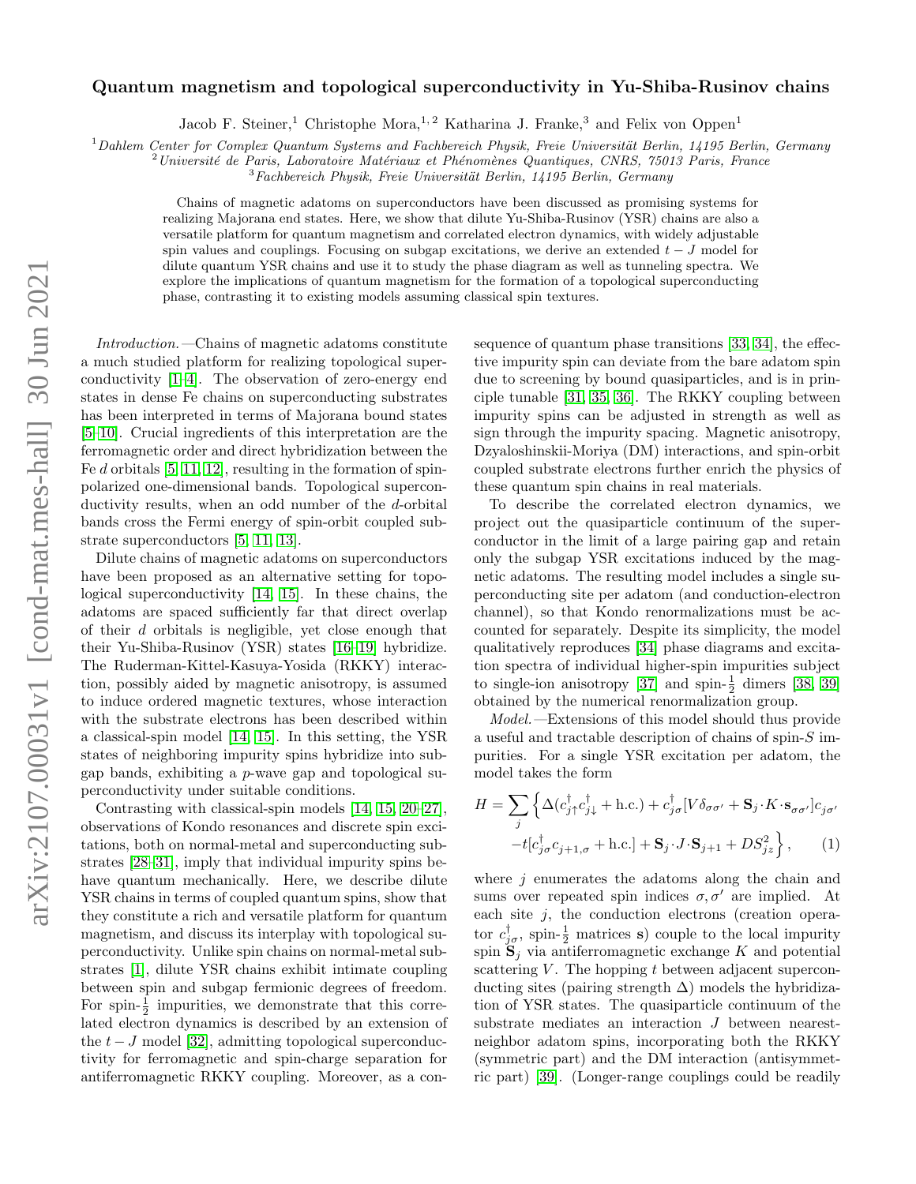# Quantum magnetism and topological superconductivity in Yu-Shiba-Rusinov chains

Jacob F. Steiner,[1] Christophe Mora,[1,2] Katharina J. Franke,[3] and Felix von Oppen[1]

[1] *Dahlem Center for Complex Quantum Systems and Fachbereich Physik, Freie Universität Berlin, 14195 Berlin, Germany*
[2] *Université de Paris, Laboratoire Matériaux et Phénomènes Quantiques, CNRS, 75013 Paris, France*
[3] *Fachbereich Physik, Freie Universität Berlin, 14195 Berlin, Germany*

Chains of magnetic adatoms on superconductors have been discussed as promising systems for realizing Majorana end states. Here, we show that dilute Yu-Shiba-Rusinov (YSR) chains are also a versatile platform for quantum magnetism and correlated electron dynamics, with widely adjustable spin values and couplings. Focusing on subgap excitations, we derive an extended $t-J$ model for dilute quantum YSR chains and use it to study the phase diagram as well as tunneling spectra. We explore the implications of quantum magnetism for the formation of a topological superconducting phase, contrasting it to existing models assuming classical spin textures.

*Introduction.*—Chains of magnetic adatoms constitute a much studied platform for realizing topological superconductivity [1–4]. The observation of zero-energy end states in dense Fe chains on superconducting substrates has been interpreted in terms of Majorana bound states [5–10]. Crucial ingredients of this interpretation are the ferromagnetic order and direct hybridization between the Fe $d$ orbitals [5, 11, 12], resulting in the formation of spin-polarized one-dimensional bands. Topological superconductivity results, when an odd number of the $d$-orbital bands cross the Fermi energy of spin-orbit coupled substrate superconductors [5, 11, 13].

Dilute chains of magnetic adatoms on superconductors have been proposed as an alternative setting for topological superconductivity [14, 15]. In these chains, the adatoms are spaced sufficiently far that direct overlap of their $d$ orbitals is negligible, yet close enough that their Yu-Shiba-Rusinov (YSR) states [16–19] hybridize. The Ruderman-Kittel-Kasuya-Yosida (RKKY) interaction, possibly aided by magnetic anisotropy, is assumed to induce ordered magnetic textures, whose interaction with the substrate electrons has been described within a classical-spin model [14, 15]. In this setting, the YSR states of neighboring impurity spins hybridize into subgap bands, exhibiting a $p$-wave gap and topological superconductivity under suitable conditions.

Contrasting with classical-spin models [14, 15, 20–27], observations of Kondo resonances and discrete spin excitations, both on normal-metal and superconducting substrates [28–31], imply that individual impurity spins behave quantum mechanically. Here, we describe dilute YSR chains in terms of coupled quantum spins, show that they constitute a rich and versatile platform for quantum magnetism, and discuss its interplay with topological superconductivity. Unlike spin chains on normal-metal substrates [1], dilute YSR chains exhibit intimate coupling between spin and subgap fermionic degrees of freedom. For spin-$\frac{1}{2}$ impurities, we demonstrate that this correlated electron dynamics is described by an extension of the $t-J$ model [32], admitting topological superconductivity for ferromagnetic and spin-charge separation for antiferromagnetic RKKY coupling. Moreover, as a consequence of quantum phase transitions [33, 34], the effective impurity spin can deviate from the bare adatom spin due to screening by bound quasiparticles, and is in principle tunable [31, 35, 36]. The RKKY coupling between impurity spins can be adjusted in strength as well as sign through the impurity spacing. Magnetic anisotropy, Dzyaloshinskii-Moriya (DM) interactions, and spin-orbit coupled substrate electrons further enrich the physics of these quantum spin chains in real materials.

To describe the correlated electron dynamics, we project out the quasiparticle continuum of the superconductor in the limit of a large pairing gap and retain only the subgap YSR excitations induced by the magnetic adatoms. The resulting model includes a single superconducting site per adatom (and conduction-electron channel), so that Kondo renormalizations must be accounted for separately. Despite its simplicity, the model qualitatively reproduces [34] phase diagrams and excitation spectra of individual higher-spin impurities subject to single-ion anisotropy [37] and spin-$\frac{1}{2}$ dimers [38, 39] obtained by the numerical renormalization group.

*Model.*—Extensions of this model should thus provide a useful and tractable description of chains of spin-$S$ impurities. For a single YSR excitation per adatom, the model takes the form

$$H = \sum_j \Big\{ \Delta(c^\dagger_{j\uparrow}c^\dagger_{j\downarrow} + \text{h.c.}) + c^\dagger_{j\sigma}[V\delta_{\sigma\sigma'} + \mathbf{S}_j\cdot K\cdot \mathbf{s}_{\sigma\sigma'}]c_{j\sigma'} \\ -t[c^\dagger_{j\sigma}c_{j+1,\sigma} + \text{h.c.}] + \mathbf{S}_j\cdot J\cdot\mathbf{S}_{j+1} + DS^2_{jz}\Big\}, \qquad (1)$$

where $j$ enumerates the adatoms along the chain and sums over repeated spin indices $\sigma, \sigma'$ are implied. At each site $j$, the conduction electrons (creation operator $c^\dagger_{j\sigma}$, spin-$\frac{1}{2}$ matrices $\mathbf{s}$) couple to the local impurity spin $\mathbf{S}_j$ via antiferromagnetic exchange $K$ and potential scattering $V$. The hopping $t$ between adjacent superconducting sites (pairing strength $\Delta$) models the hybridization of YSR states. The quasiparticle continuum of the substrate mediates an interaction $J$ between nearest-neighbor adatom spins, incorporating both the RKKY (symmetric part) and the DM interaction (antisymmetric part) [39]. (Longer-range couplings could be readily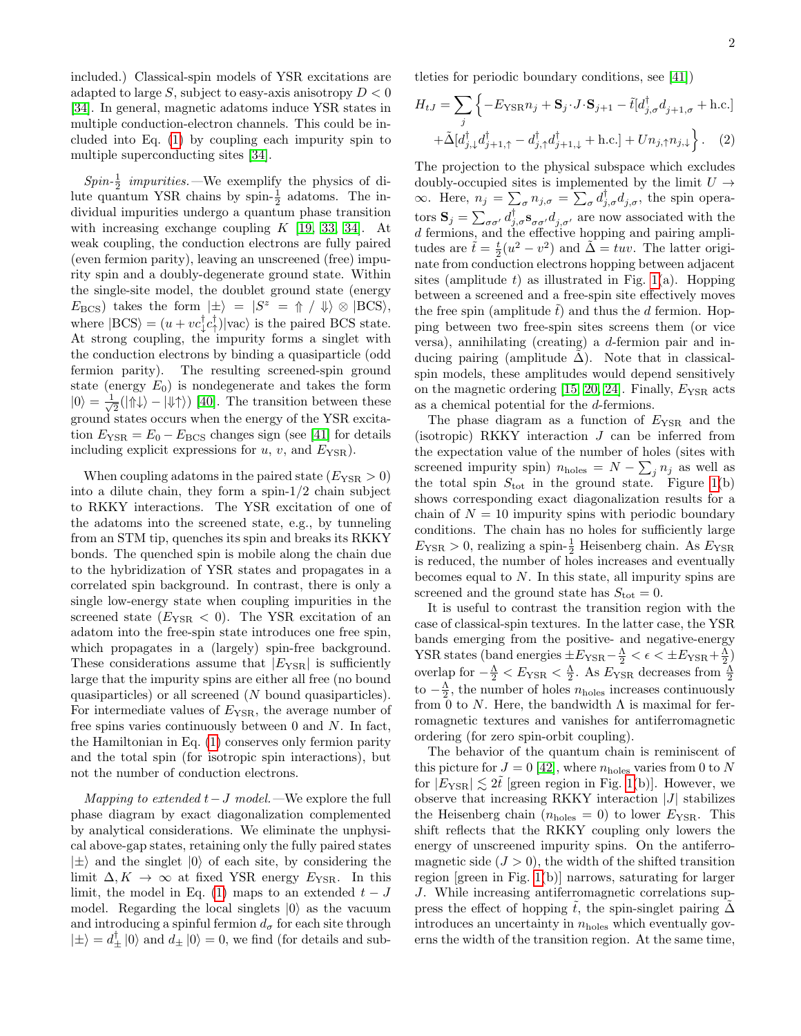included.) Classical-spin models of YSR excitations are adapted to large $S$, subject to easy-axis anisotropy $D < 0$ [34]. In general, magnetic adatoms induce YSR states in multiple conduction-electron channels. This could be included into Eq. (1) by coupling each impurity spin to multiple superconducting sites [34].

*Spin-$\frac{1}{2}$ impurities.*—We exemplify the physics of dilute quantum YSR chains by spin-$\frac{1}{2}$ adatoms. The individual impurities undergo a quantum phase transition with increasing exchange coupling $K$ [19, 33, 34]. At weak coupling, the conduction electrons are fully paired (even fermion parity), leaving an unscreened (free) impurity spin and a doubly-degenerate ground state. Within the single-site model, the doublet ground state (energy $E_{\rm BCS}$) takes the form $|\pm\rangle = |S^z = \Uparrow / \Downarrow\rangle \otimes |{\rm BCS}\rangle$, where $|{\rm BCS}\rangle = (u + v c_\downarrow^\dagger c_\uparrow^\dagger)|{\rm vac}\rangle$ is the paired BCS state. At strong coupling, the impurity forms a singlet with the conduction electrons by binding a quasiparticle (odd fermion parity). The resulting screened-spin ground state (energy $E_0$) is nondegenerate and takes the form $|0\rangle = \frac{1}{\sqrt{2}}(|\Uparrow\downarrow\rangle - |\Downarrow\uparrow\rangle)$ [40]. The transition between these ground states occurs when the energy of the YSR excitation $E_{\rm YSR} = E_0 - E_{\rm BCS}$ changes sign (see [41] for details including explicit expressions for $u$, $v$, and $E_{\rm YSR}$).

When coupling adatoms in the paired state ($E_{\rm YSR} > 0$) into a dilute chain, they form a spin-1/2 chain subject to RKKY interactions. The YSR excitation of one of the adatoms into the screened state, e.g., by tunneling from an STM tip, quenches its spin and breaks its RKKY bonds. The quenched spin is mobile along the chain due to the hybridization of YSR states and propagates in a correlated spin background. In contrast, there is only a single low-energy state when coupling impurities in the screened state ($E_{\rm YSR} < 0$). The YSR excitation of an adatom into the free-spin state introduces one free spin, which propagates in a (largely) spin-free background. These considerations assume that $|E_{\rm YSR}|$ is sufficiently large that the impurity spins are either all free (no bound quasiparticles) or all screened ($N$ bound quasiparticles). For intermediate values of $E_{\rm YSR}$, the average number of free spins varies continuously between 0 and $N$. In fact, the Hamiltonian in Eq. (1) conserves only fermion parity and the total spin (for isotropic spin interactions), but not the number of conduction electrons.

*Mapping to extended $t-J$ model.*—We explore the full phase diagram by exact diagonalization complemented by analytical considerations. We eliminate the unphysical above-gap states, retaining only the fully paired states $|\pm\rangle$ and the singlet $|0\rangle$ of each site, by considering the limit $\Delta, K \to \infty$ at fixed YSR energy $E_{\rm YSR}$. In this limit, the model in Eq. (1) maps to an extended $t-J$ model. Regarding the local singlets $|0\rangle$ as the vacuum and introducing a spinful fermion $d_\sigma$ for each site through $|\pm\rangle = d_\pm^\dagger|0\rangle$ and $d_\pm|0\rangle = 0$, we find (for details and subtleties for periodic boundary conditions, see [41])

$$H_{tJ} = \sum_j \Big\{ -E_{\rm YSR} n_j + \mathbf{S}_j \cdot J \cdot \mathbf{S}_{j+1} - \tilde{t}[d_{j,\sigma}^\dagger d_{j+1,\sigma} + {\rm h.c.}] + \tilde{\Delta}[d_{j,\downarrow}^\dagger d_{j+1,\uparrow}^\dagger - d_{j,\uparrow}^\dagger d_{j+1,\downarrow}^\dagger + {\rm h.c.}] + U n_{j,\uparrow} n_{j,\downarrow} \Big\}. \quad (2)$$

The projection to the physical subspace which excludes doubly-occupied sites is implemented by the limit $U \to \infty$. Here, $n_j = \sum_\sigma n_{j,\sigma} = \sum_\sigma d_{j,\sigma}^\dagger d_{j,\sigma}$, the spin operators $\mathbf{S}_j = \sum_{\sigma\sigma'} d_{j,\sigma}^\dagger \mathbf{s}_{\sigma\sigma'} d_{j,\sigma'}$ are now associated with the $d$ fermions, and the effective hopping and pairing amplitudes are $\tilde{t} = \frac{t}{2}(u^2 - v^2)$ and $\tilde{\Delta} = tuv$. The latter originate from conduction electrons hopping between adjacent sites (amplitude $t$) as illustrated in Fig. 1(a). Hopping between a screened and a free-spin site effectively moves the free spin (amplitude $\tilde{t}$) and thus the $d$ fermion. Hopping between two free-spin sites screens them (or vice versa), annihilating (creating) a $d$-fermion pair and inducing pairing (amplitude $\tilde{\Delta}$). Note that in classical-spin models, these amplitudes would depend sensitively on the magnetic ordering [15, 20, 24]. Finally, $E_{\rm YSR}$ acts as a chemical potential for the $d$-fermions.

The phase diagram as a function of $E_{\rm YSR}$ and the (isotropic) RKKY interaction $J$ can be inferred from the expectation value of the number of holes (sites with screened impurity spin) $n_{\rm holes} = N - \sum_j n_j$ as well as the total spin $S_{\rm tot}$ in the ground state. Figure 1(b) shows corresponding exact diagonalization results for a chain of $N = 10$ impurity spins with periodic boundary conditions. The chain has no holes for sufficiently large $E_{\rm YSR} > 0$, realizing a spin-$\frac{1}{2}$ Heisenberg chain. As $E_{\rm YSR}$ is reduced, the number of holes increases and eventually becomes equal to $N$. In this state, all impurity spins are screened and the ground state has $S_{\rm tot} = 0$.

It is useful to contrast the transition region with the case of classical-spin textures. In the latter case, the YSR bands emerging from the positive- and negative-energy YSR states (band energies $\pm E_{\rm YSR} - \frac{\Lambda}{2} < \epsilon < \pm E_{\rm YSR} + \frac{\Lambda}{2}$) overlap for $-\frac{\Lambda}{2} < E_{\rm YSR} < \frac{\Lambda}{2}$. As $E_{\rm YSR}$ decreases from $\frac{\Lambda}{2}$ to $-\frac{\Lambda}{2}$, the number of holes $n_{\rm holes}$ increases continuously from 0 to $N$. Here, the bandwidth $\Lambda$ is maximal for ferromagnetic textures and vanishes for antiferromagnetic ordering (for zero spin-orbit coupling).

The behavior of the quantum chain is reminiscent of this picture for $J = 0$ [42], where $n_{\rm holes}$ varies from 0 to $N$ for $|E_{\rm YSR}| \lesssim 2\tilde{t}$ [green region in Fig. 1(b)]. However, we observe that increasing RKKY interaction $|J|$ stabilizes the Heisenberg chain ($n_{\rm holes} = 0$) to lower $E_{\rm YSR}$. This shift reflects that the RKKY coupling only lowers the energy of unscreened impurity spins. On the antiferromagnetic side ($J > 0$), the width of the shifted transition region [green in Fig. 1(b)] narrows, saturating for larger $J$. While increasing antiferromagnetic correlations suppress the effect of hopping $\tilde{t}$, the spin-singlet pairing $\tilde{\Delta}$ introduces an uncertainty in $n_{\rm holes}$ which eventually governs the width of the transition region. At the same time,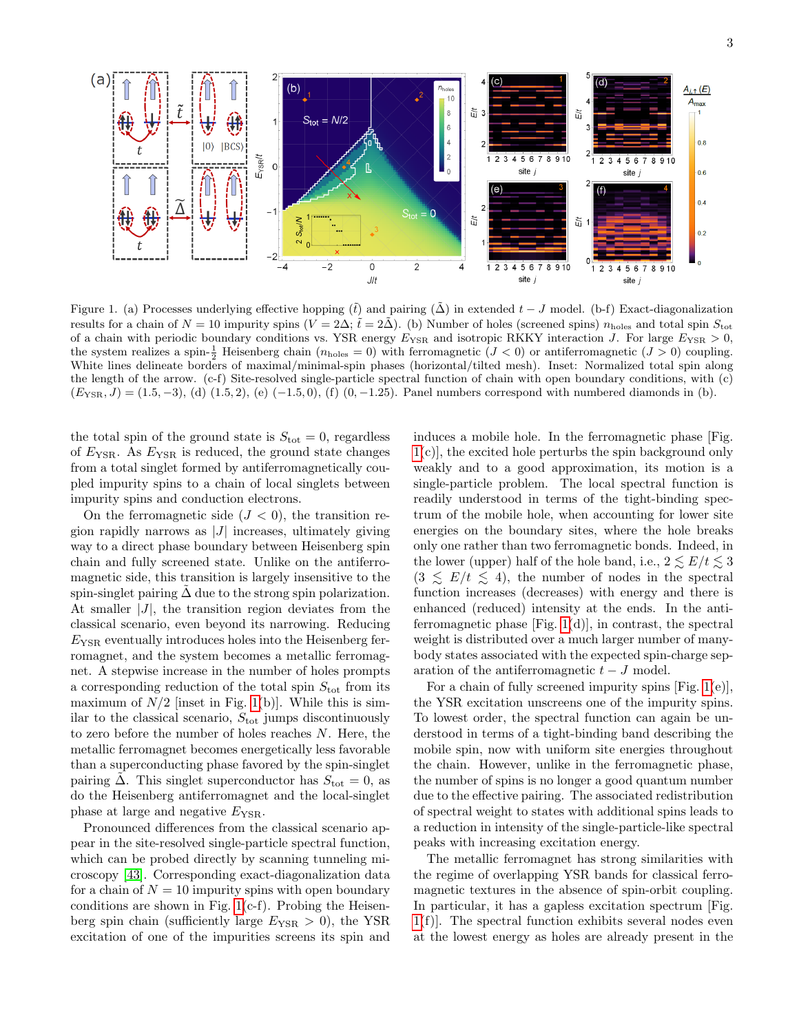Figure 1. (a) Processes underlying effective hopping ($\tilde{t}$) and pairing ($\tilde{\Delta}$) in extended $t-J$ model. (b-f) Exact-diagonalization results for a chain of $N=10$ impurity spins ($V=2\Delta$; $\tilde{t}=2\tilde{\Delta}$). (b) Number of holes (screened spins) $n_{\rm holes}$ and total spin $S_{\rm tot}$ of a chain with periodic boundary conditions vs. YSR energy $E_{\rm YSR}$ and isotropic RKKY interaction $J$. For large $E_{\rm YSR}>0$, the system realizes a spin-$\frac{1}{2}$ Heisenberg chain ($n_{\rm holes}=0$) with ferromagnetic ($J<0$) or antiferromagnetic ($J>0$) coupling. White lines delineate borders of maximal/minimal-spin phases (horizontal/tilted mesh). Inset: Normalized total spin along the length of the arrow. (c-f) Site-resolved single-particle spectral function of chain with open boundary conditions, with (c) $(E_{\rm YSR},J)=(1.5,-3)$, (d) $(1.5,2)$, (e) $(-1.5,0)$, (f) $(0,-1.25)$. Panel numbers correspond with numbered diamonds in (b).

the total spin of the ground state is $S_{\rm tot}=0$, regardless of $E_{\rm YSR}$. As $E_{\rm YSR}$ is reduced, the ground state changes from a total singlet formed by antiferromagnetically coupled impurity spins to a chain of local singlets between impurity spins and conduction electrons.

On the ferromagnetic side ($J<0$), the transition region rapidly narrows as $|J|$ increases, ultimately giving way to a direct phase boundary between Heisenberg spin chain and fully screened state. Unlike on the antiferromagnetic side, this transition is largely insensitive to the spin-singlet pairing $\tilde{\Delta}$ due to the strong spin polarization. At smaller $|J|$, the transition region deviates from the classical scenario, even beyond its narrowing. Reducing $E_{\rm YSR}$ eventually introduces holes into the Heisenberg ferromagnet, and the system becomes a metallic ferromagnet. A stepwise increase in the number of holes prompts a corresponding reduction of the total spin $S_{\rm tot}$ from its maximum of $N/2$ [inset in Fig. 1(b)]. While this is similar to the classical scenario, $S_{\rm tot}$ jumps discontinuously to zero before the number of holes reaches $N$. Here, the metallic ferromagnet becomes energetically less favorable than a superconducting phase favored by the spin-singlet pairing $\tilde{\Delta}$. This singlet superconductor has $S_{\rm tot}=0$, as do the Heisenberg antiferromagnet and the local-singlet phase at large and negative $E_{\rm YSR}$.

Pronounced differences from the classical scenario appear in the site-resolved single-particle spectral function, which can be probed directly by scanning tunneling microscopy [43]. Corresponding exact-diagonalization data for a chain of $N=10$ impurity spins with open boundary conditions are shown in Fig. 1(c-f). Probing the Heisenberg spin chain (sufficiently large $E_{\rm YSR}>0$), the YSR excitation of one of the impurities screens its spin and induces a mobile hole. In the ferromagnetic phase [Fig. 1(c)], the excited hole perturbs the spin background only weakly and to a good approximation, its motion is a single-particle problem. The local spectral function is readily understood in terms of the tight-binding spectrum of the mobile hole, when accounting for lower site energies on the boundary sites, where the hole breaks only one rather than two ferromagnetic bonds. Indeed, in the lower (upper) half of the hole band, i.e., $2\lesssim E/t\lesssim 3$ ($3\lesssim E/t\lesssim 4$), the number of nodes in the spectral function increases (decreases) with energy and there is enhanced (reduced) intensity at the ends. In the antiferromagnetic phase [Fig. 1(d)], in contrast, the spectral weight is distributed over a much larger number of many-body states associated with the expected spin-charge separation of the antiferromagnetic $t-J$ model.

For a chain of fully screened impurity spins [Fig. 1(e)], the YSR excitation unscreens one of the impurity spins. To lowest order, the spectral function can again be understood in terms of a tight-binding band describing the mobile spin, now with uniform site energies throughout the chain. However, unlike in the ferromagnetic phase, the number of spins is no longer a good quantum number due to the effective pairing. The associated redistribution of spectral weight to states with additional spins leads to a reduction in intensity of the single-particle-like spectral peaks with increasing excitation energy.

The metallic ferromagnet has strong similarities with the regime of overlapping YSR bands for classical ferromagnetic textures in the absence of spin-orbit coupling. In particular, it has a gapless excitation spectrum [Fig. 1(f)]. The spectral function exhibits several nodes even at the lowest energy as holes are already present in the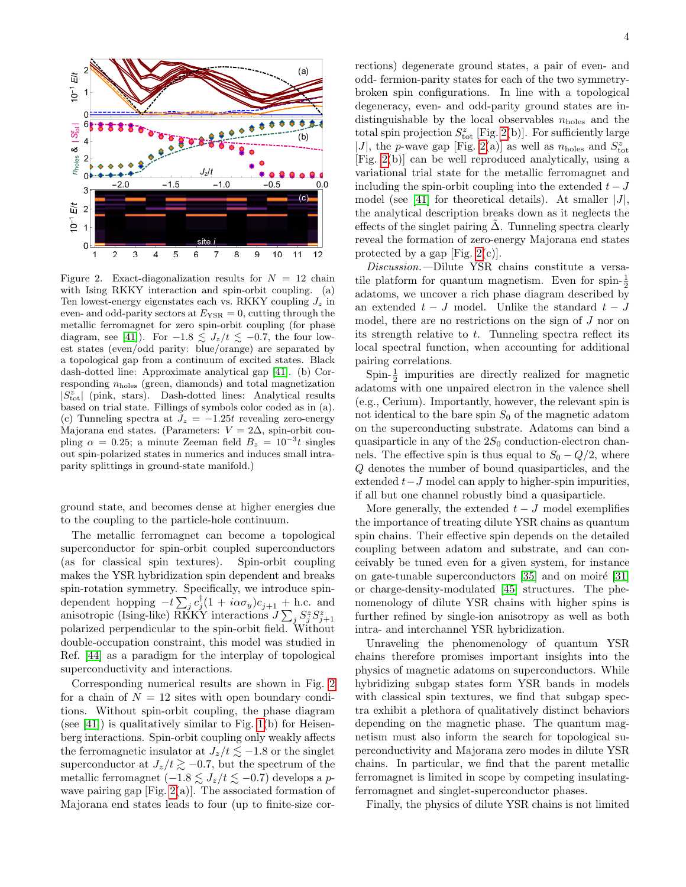Figure 2. Exact-diagonalization results for $N = 12$ chain with Ising RKKY interaction and spin-orbit coupling. (a) Ten lowest-energy eigenstates each vs. RKKY coupling $J_z$ in even- and odd-parity sectors at $E_{\rm YSR} = 0$, cutting through the metallic ferromagnet for zero spin-orbit coupling (for phase diagram, see [41]). For $-1.8 \lesssim J_z/t \lesssim -0.7$, the four lowest states (even/odd parity: blue/orange) are separated by a topological gap from a continuum of excited states. Black dash-dotted line: Approximate analytical gap [41]. (b) Corresponding $n_{\rm holes}$ (green, diamonds) and total magnetization $|S^z_{\rm tot}|$ (pink, stars). Dash-dotted lines: Analytical results based on trial state. Fillings of symbols color coded as in (a). (c) Tunneling spectra at $J_z = -1.25t$ revealing zero-energy Majorana end states. (Parameters: $V = 2\Delta$, spin-orbit coupling $\alpha = 0.25$; a minute Zeeman field $B_z = 10^{-3}t$ singles out spin-polarized states in numerics and induces small intra-parity splittings in ground-state manifold.)

ground state, and becomes dense at higher energies due to the coupling to the particle-hole continuum.

The metallic ferromagnet can become a topological superconductor for spin-orbit coupled superconductors (as for classical spin textures). Spin-orbit coupling makes the YSR hybridization spin dependent and breaks spin-rotation symmetry. Specifically, we introduce spin-dependent hopping $-t\sum_j c_j^\dagger(1 + i\alpha\sigma_y)c_{j+1}$ + h.c. and anisotropic (Ising-like) RKKY interactions $J\sum_j S^z_j S^z_{j+1}$ polarized perpendicular to the spin-orbit field. Without double-occupation constraint, this model was studied in Ref. [44] as a paradigm for the interplay of topological superconductivity and interactions.

Corresponding numerical results are shown in Fig. 2 for a chain of $N = 12$ sites with open boundary conditions. Without spin-orbit coupling, the phase diagram (see [41]) is qualitatively similar to Fig. 1(b) for Heisenberg interactions. Spin-orbit coupling only weakly affects the ferromagnetic insulator at $J_z/t \lesssim -1.8$ or the singlet superconductor at $J_z/t \gtrsim -0.7$, but the spectrum of the metallic ferromagnet ($-1.8 \lesssim J_z/t \lesssim -0.7$) develops a $p$-wave pairing gap [Fig. 2(a)]. The associated formation of Majorana end states leads to four (up to finite-size corrections) degenerate ground states, a pair of even- and odd- fermion-parity states for each of the two symmetry-broken spin configurations. In line with a topological degeneracy, even- and odd-parity ground states are indistinguishable by the local observables $n_{\rm holes}$ and the total spin projection $S^z_{\rm tot}$ [Fig. 2(b)]. For sufficiently large $|J|$, the $p$-wave gap [Fig. 2(a)] as well as $n_{\rm holes}$ and $S^z_{\rm tot}$ [Fig. 2(b)] can be well reproduced analytically, using a variational trial state for the metallic ferromagnet and including the spin-orbit coupling into the extended $t - J$ model (see [41] for theoretical details). At smaller $|J|$, the analytical description breaks down as it neglects the effects of the singlet pairing $\tilde{\Delta}$. Tunneling spectra clearly reveal the formation of zero-energy Majorana end states protected by a gap [Fig. 2(c)].

*Discussion.*—Dilute YSR chains constitute a versatile platform for quantum magnetism. Even for spin-$\frac{1}{2}$ adatoms, we uncover a rich phase diagram described by an extended $t - J$ model. Unlike the standard $t - J$ model, there are no restrictions on the sign of $J$ nor on its strength relative to $t$. Tunneling spectra reflect its local spectral function, when accounting for additional pairing correlations.

Spin-$\frac{1}{2}$ impurities are directly realized for magnetic adatoms with one unpaired electron in the valence shell (e.g., Cerium). Importantly, however, the relevant spin is not identical to the bare spin $S_0$ of the magnetic adatom on the superconducting substrate. Adatoms can bind a quasiparticle in any of the $2S_0$ conduction-electron channels. The effective spin is thus equal to $S_0 - Q/2$, where $Q$ denotes the number of bound quasiparticles, and the extended $t - J$ model can apply to higher-spin impurities, if all but one channel robustly bind a quasiparticle.

More generally, the extended $t - J$ model exemplifies the importance of treating dilute YSR chains as quantum spin chains. Their effective spin depends on the detailed coupling between adatom and substrate, and can conceivably be tuned even for a given system, for instance on gate-tunable superconductors [35] and on moiré [31] or charge-density-modulated [45] structures. The phenomenology of dilute YSR chains with higher spins is further refined by single-ion anisotropy as well as both intra- and interchannel YSR hybridization.

Unraveling the phenomenology of quantum YSR chains therefore promises important insights into the physics of magnetic adatoms on superconductors. While hybridizing subgap states form YSR bands in models with classical spin textures, we find that subgap spectra exhibit a plethora of qualitatively distinct behaviors depending on the magnetic phase. The quantum magnetism must also inform the search for topological superconductivity and Majorana zero modes in dilute YSR chains. In particular, we find that the parent metallic ferromagnet is limited in scope by competing insulating-ferromagnet and singlet-superconductor phases.

Finally, the physics of dilute YSR chains is not limited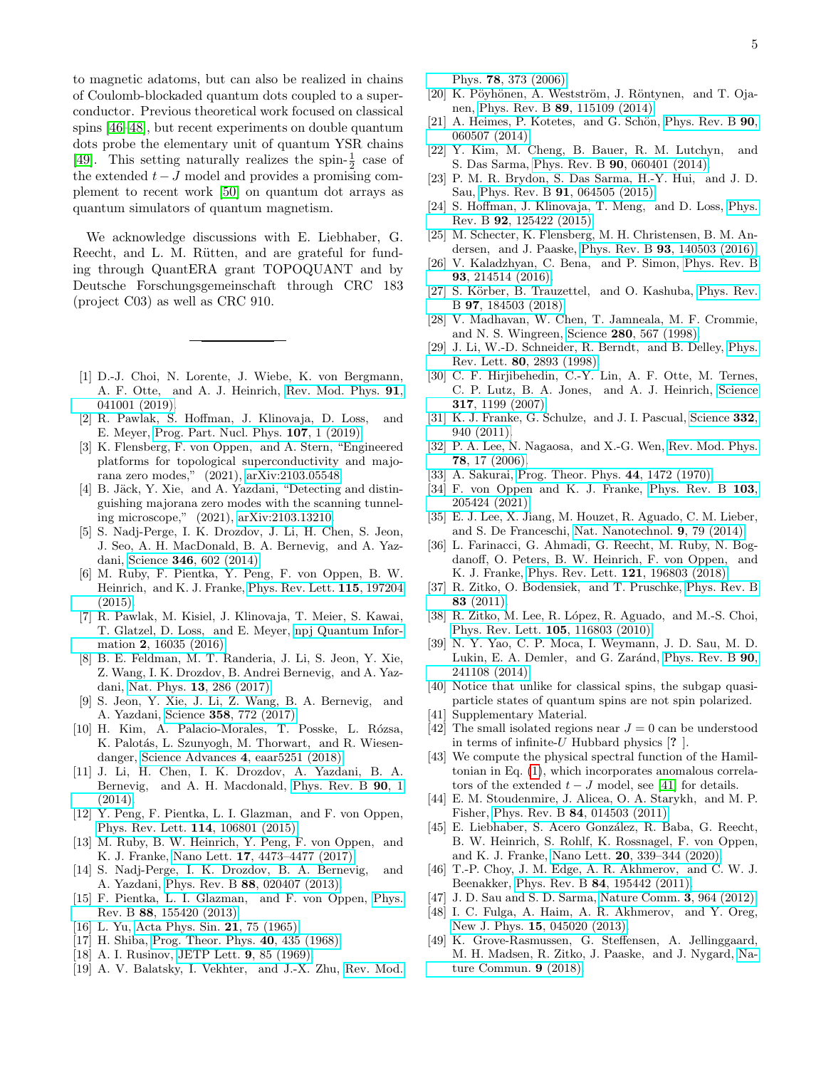to magnetic adatoms, but can also be realized in chains of Coulomb-blockaded quantum dots coupled to a superconductor. Previous theoretical work focused on classical spins [46–48], but recent experiments on double quantum dots probe the elementary unit of quantum YSR chains [49]. This setting naturally realizes the spin-$\frac{1}{2}$ case of the extended $t-J$ model and provides a promising complement to recent work [50] on quantum dot arrays as quantum simulators of quantum magnetism.

We acknowledge discussions with E. Liebhaber, G. Reecht, and L. M. Rütten, and are grateful for funding through QuantERA grant TOPOQUANT and by Deutsche Forschungsgemeinschaft through CRC 183 (project C03) as well as CRC 910.

---

[1] D.-J. Choi, N. Lorente, J. Wiebe, K. von Bergmann, A. F. Otte, and A. J. Heinrich, Rev. Mod. Phys. **91**, 041001 (2019).

[2] R. Pawlak, S. Hoffman, J. Klinovaja, D. Loss, and E. Meyer, Prog. Part. Nucl. Phys. **107**, 1 (2019).

[3] K. Flensberg, F. von Oppen, and A. Stern, "Engineered platforms for topological superconductivity and majorana zero modes," (2021), arXiv:2103.05548.

[4] B. Jäck, Y. Xie, and A. Yazdani, "Detecting and distinguishing majorana zero modes with the scanning tunneling microscope," (2021), arXiv:2103.13210.

[5] S. Nadj-Perge, I. K. Drozdov, J. Li, H. Chen, S. Jeon, J. Seo, A. H. MacDonald, B. A. Bernevig, and A. Yazdani, Science **346**, 602 (2014).

[6] M. Ruby, F. Pientka, Y. Peng, F. von Oppen, B. W. Heinrich, and K. J. Franke, Phys. Rev. Lett. **115**, 197204 (2015).

[7] R. Pawlak, M. Kisiel, J. Klinovaja, T. Meier, S. Kawai, T. Glatzel, D. Loss, and E. Meyer, npj Quantum Information **2**, 16035 (2016).

[8] B. E. Feldman, M. T. Randeria, J. Li, S. Jeon, Y. Xie, Z. Wang, I. K. Drozdov, B. Andrei Bernevig, and A. Yazdani, Nat. Phys. **13**, 286 (2017).

[9] S. Jeon, Y. Xie, J. Li, Z. Wang, B. A. Bernevig, and A. Yazdani, Science **358**, 772 (2017).

[10] H. Kim, A. Palacio-Morales, T. Posske, L. Rózsa, K. Palotás, L. Szunyogh, M. Thorwart, and R. Wiesendanger, Science Advances **4**, eaar5251 (2018).

[11] J. Li, H. Chen, I. K. Drozdov, A. Yazdani, B. A. Bernevig, and A. H. Macdonald, Phys. Rev. B **90**, 1 (2014).

[12] Y. Peng, F. Pientka, L. I. Glazman, and F. von Oppen, Phys. Rev. Lett. **114**, 106801 (2015).

[13] M. Ruby, B. W. Heinrich, Y. Peng, F. von Oppen, and K. J. Franke, Nano Lett. **17**, 4473–4477 (2017).

[14] S. Nadj-Perge, I. K. Drozdov, B. A. Bernevig, and A. Yazdani, Phys. Rev. B **88**, 020407 (2013).

[15] F. Pientka, L. I. Glazman, and F. von Oppen, Phys. Rev. B **88**, 155420 (2013).

[16] L. Yu, Acta Phys. Sin. **21**, 75 (1965).

[17] H. Shiba, Prog. Theor. Phys. **40**, 435 (1968).

[18] A. I. Rusinov, JETP Lett. **9**, 85 (1969).

[19] A. V. Balatsky, I. Vekhter, and J.-X. Zhu, Rev. Mod. Phys. **78**, 373 (2006).

[20] K. Pöyhönen, A. Westström, J. Röntynen, and T. Ojanen, Phys. Rev. B **89**, 115109 (2014).

[21] A. Heimes, P. Kotetes, and G. Schön, Phys. Rev. B **90**, 060507 (2014).

[22] Y. Kim, M. Cheng, B. Bauer, R. M. Lutchyn, and S. Das Sarma, Phys. Rev. B **90**, 060401 (2014).

[23] P. M. R. Brydon, S. Das Sarma, H.-Y. Hui, and J. D. Sau, Phys. Rev. B **91**, 064505 (2015).

[24] S. Hoffman, J. Klinovaja, T. Meng, and D. Loss, Phys. Rev. B **92**, 125422 (2015).

[25] M. Schecter, K. Flensberg, M. H. Christensen, B. M. Andersen, and J. Paaske, Phys. Rev. B **93**, 140503 (2016).

[26] V. Kaladzhyan, C. Bena, and P. Simon, Phys. Rev. B **93**, 214514 (2016).

[27] S. Körber, B. Trauzettel, and O. Kashuba, Phys. Rev. B **97**, 184503 (2018).

[28] V. Madhavan, W. Chen, T. Jamneala, M. F. Crommie, and N. S. Wingreen, Science **280**, 567 (1998).

[29] J. Li, W.-D. Schneider, R. Berndt, and B. Delley, Phys. Rev. Lett. **80**, 2893 (1998).

[30] C. F. Hirjibehedin, C.-Y. Lin, A. F. Otte, M. Ternes, C. P. Lutz, B. A. Jones, and A. J. Heinrich, Science **317**, 1199 (2007).

[31] K. J. Franke, G. Schulze, and J. I. Pascual, Science **332**, 940 (2011).

[32] P. A. Lee, N. Nagaosa, and X.-G. Wen, Rev. Mod. Phys. **78**, 17 (2006).

[33] A. Sakurai, Prog. Theor. Phys. **44**, 1472 (1970).

[34] F. von Oppen and K. J. Franke, Phys. Rev. B **103**, 205424 (2021).

[35] E. J. Lee, X. Jiang, M. Houzet, R. Aguado, C. M. Lieber, and S. De Franceschi, Nat. Nanotechnol. **9**, 79 (2014).

[36] L. Farinacci, G. Ahmadi, G. Reecht, M. Ruby, N. Bogdanoff, O. Peters, B. W. Heinrich, F. von Oppen, and K. J. Franke, Phys. Rev. Lett. **121**, 196803 (2018).

[37] R. Zitko, O. Bodensiek, and T. Pruschke, Phys. Rev. B **83** (2011).

[38] R. Zitko, M. Lee, R. López, R. Aguado, and M.-S. Choi, Phys. Rev. Lett. **105**, 116803 (2010).

[39] N. Y. Yao, C. P. Moca, I. Weymann, J. D. Sau, M. D. Lukin, E. A. Demler, and G. Zaránd, Phys. Rev. B **90**, 241108 (2014).

[40] Notice that unlike for classical spins, the subgap quasiparticle states of quantum spins are not spin polarized.

[41] Supplementary Material.

[42] The small isolated regions near $J=0$ can be understood in terms of infinite-$U$ Hubbard physics [**?** ].

[43] We compute the physical spectral function of the Hamiltonian in Eq. (1), which incorporates anomalous correlators of the extended $t-J$ model, see [41] for details.

[44] E. M. Stoudenmire, J. Alicea, O. A. Starykh, and M. P. Fisher, Phys. Rev. B **84**, 014503 (2011).

[45] E. Liebhaber, S. Acero González, R. Baba, G. Reecht, B. W. Heinrich, S. Rohlf, K. Rossnagel, F. von Oppen, and K. J. Franke, Nano Lett. **20**, 339–344 (2020).

[46] T.-P. Choy, J. M. Edge, A. R. Akhmerov, and C. W. J. Beenakker, Phys. Rev. B **84**, 195442 (2011).

[47] J. D. Sau and S. D. Sarma, Nature Comm. **3**, 964 (2012).

[48] I. C. Fulga, A. Haim, A. R. Akhmerov, and Y. Oreg, New J. Phys. **15**, 045020 (2013).

[49] K. Grove-Rasmussen, G. Steffensen, A. Jellinggaard, M. H. Madsen, R. Zitko, J. Paaske, and J. Nygard, Nature Commun. **9** (2018).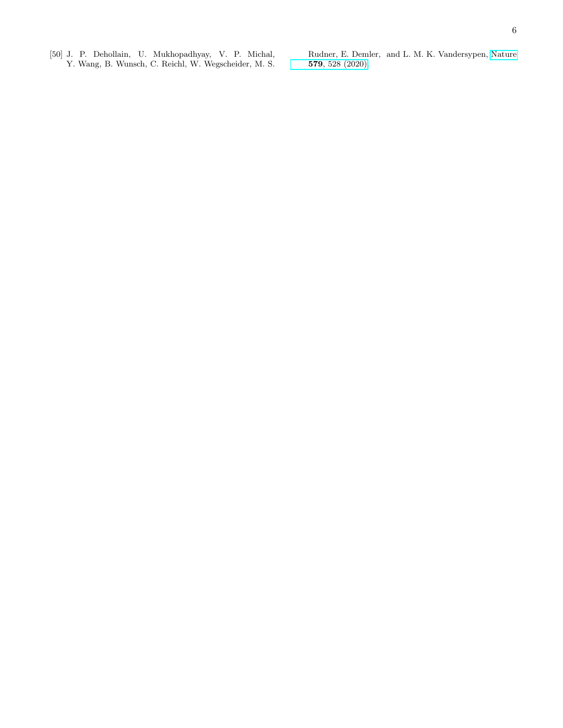[50] J. P. Dehollain, U. Mukhopadhyay, V. P. Michal, Y. Wang, B. Wunsch, C. Reichl, W. Wegscheider, M. S. Rudner, E. Demler, and L. M. K. Vandersypen, Nature **579**, 528 (2020).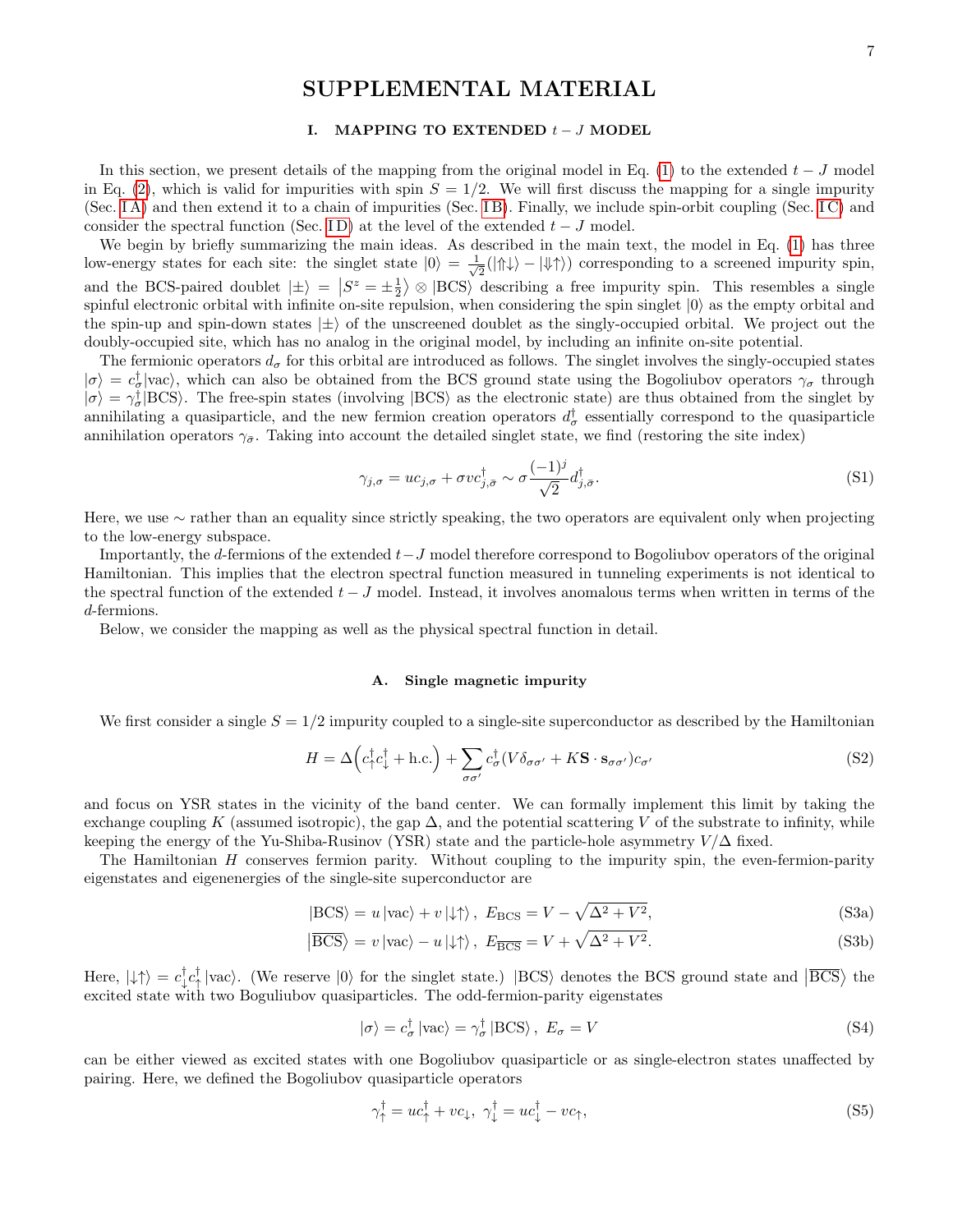# SUPPLEMENTAL MATERIAL

## I. MAPPING TO EXTENDED $t-J$ MODEL

In this section, we present details of the mapping from the original model in Eq. (1) to the extended $t-J$ model in Eq. (2), which is valid for impurities with spin $S = 1/2$. We will first discuss the mapping for a single impurity (Sec. I A) and then extend it to a chain of impurities (Sec. I B). Finally, we include spin-orbit coupling (Sec. I C) and consider the spectral function (Sec. I D) at the level of the extended $t-J$ model.

We begin by briefly summarizing the main ideas. As described in the main text, the model in Eq. (1) has three low-energy states for each site: the singlet state $|0\rangle = \frac{1}{\sqrt{2}}(|\Uparrow\downarrow\rangle - |\Downarrow\uparrow\rangle)$ corresponding to a screened impurity spin, and the BCS-paired doublet $|\pm\rangle = |S^z = \pm\frac{1}{2}\rangle \otimes |\text{BCS}\rangle$ describing a free impurity spin. This resembles a single spinful electronic orbital with infinite on-site repulsion, when considering the spin singlet $|0\rangle$ as the empty orbital and the spin-up and spin-down states $|\pm\rangle$ of the unscreened doublet as the singly-occupied orbital. We project out the doubly-occupied site, which has no analog in the original model, by including an infinite on-site potential.

The fermionic operators $d_\sigma$ for this orbital are introduced as follows. The singlet involves the singly-occupied states $|\sigma\rangle = c_\sigma^\dagger|\text{vac}\rangle$, which can also be obtained from the BCS ground state using the Bogoliubov operators $\gamma_\sigma$ through $|\sigma\rangle = \gamma_\sigma^\dagger|\text{BCS}\rangle$. The free-spin states (involving $|\text{BCS}\rangle$ as the electronic state) are thus obtained from the singlet by annihilating a quasiparticle, and the new fermion creation operators $d_\sigma^\dagger$ essentially correspond to the quasiparticle annihilation operators $\gamma_{\bar{\sigma}}$. Taking into account the detailed singlet state, we find (restoring the site index)

$$\gamma_{j,\sigma} = uc_{j,\sigma} + \sigma v c_{j,\bar{\sigma}}^\dagger \sim \sigma \frac{(-1)^j}{\sqrt{2}} d_{j,\bar{\sigma}}^\dagger. \tag{S1}$$

Here, we use $\sim$ rather than an equality since strictly speaking, the two operators are equivalent only when projecting to the low-energy subspace.

Importantly, the $d$-fermions of the extended $t-J$ model therefore correspond to Bogoliubov operators of the original Hamiltonian. This implies that the electron spectral function measured in tunneling experiments is not identical to the spectral function of the extended $t-J$ model. Instead, it involves anomalous terms when written in terms of the $d$-fermions.

Below, we consider the mapping as well as the physical spectral function in detail.

### A. Single magnetic impurity

We first consider a single $S = 1/2$ impurity coupled to a single-site superconductor as described by the Hamiltonian

$$H = \Delta\left(c_\uparrow^\dagger c_\downarrow^\dagger + \text{h.c.}\right) + \sum_{\sigma\sigma'} c_\sigma^\dagger (V\delta_{\sigma\sigma'} + K\mathbf{S}\cdot\mathbf{s}_{\sigma\sigma'})c_{\sigma'} \tag{S2}$$

and focus on YSR states in the vicinity of the band center. We can formally implement this limit by taking the exchange coupling $K$ (assumed isotropic), the gap $\Delta$, and the potential scattering $V$ of the substrate to infinity, while keeping the energy of the Yu-Shiba-Rusinov (YSR) state and the particle-hole asymmetry $V/\Delta$ fixed.

The Hamiltonian $H$ conserves fermion parity. Without coupling to the impurity spin, the even-fermion-parity eigenstates and eigenenergies of the single-site superconductor are

$$|\text{BCS}\rangle = u\,|\text{vac}\rangle + v\,|\downarrow\uparrow\rangle\,,\ E_{\text{BCS}} = V - \sqrt{\Delta^2 + V^2}, \tag{S3a}$$

$$\left|\overline{\text{BCS}}\right\rangle = v\,|\text{vac}\rangle - u\,|\downarrow\uparrow\rangle\,,\ E_{\overline{\text{BCS}}} = V + \sqrt{\Delta^2 + V^2}. \tag{S3b}$$

Here, $|\downarrow\uparrow\rangle = c_\downarrow^\dagger c_\uparrow^\dagger\,|\text{vac}\rangle$. (We reserve $|0\rangle$ for the singlet state.) $|\text{BCS}\rangle$ denotes the BCS ground state and $\left|\overline{\text{BCS}}\right\rangle$ the excited state with two Boguliubov quasiparticles. The odd-fermion-parity eigenstates

$$|\sigma\rangle = c_\sigma^\dagger\,|\text{vac}\rangle = \gamma_\sigma^\dagger\,|\text{BCS}\rangle\,,\ E_\sigma = V \tag{S4}$$

can be either viewed as excited states with one Bogoliubov quasiparticle or as single-electron states unaffected by pairing. Here, we defined the Bogoliubov quasiparticle operators

$$\gamma_\uparrow^\dagger = uc_\uparrow^\dagger + vc_\downarrow,\ \gamma_\downarrow^\dagger = uc_\downarrow^\dagger - vc_\uparrow, \tag{S5}$$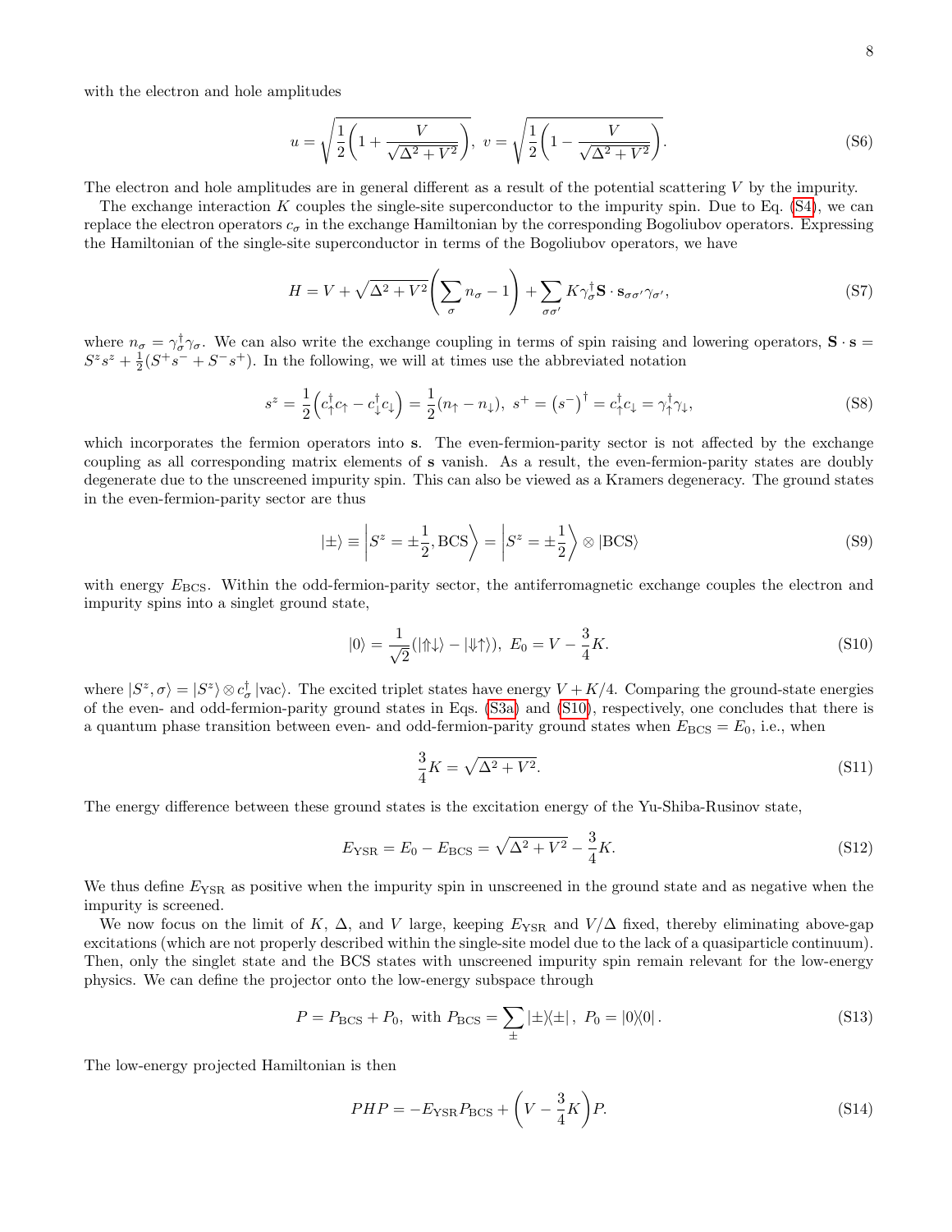with the electron and hole amplitudes

$$u = \sqrt{\frac{1}{2}\left(1 + \frac{V}{\sqrt{\Delta^2 + V^2}}\right)},\ v = \sqrt{\frac{1}{2}\left(1 - \frac{V}{\sqrt{\Delta^2 + V^2}}\right)}. \tag{S6}$$

The electron and hole amplitudes are in general different as a result of the potential scattering $V$ by the impurity.

The exchange interaction $K$ couples the single-site superconductor to the impurity spin. Due to Eq. (S4), we can replace the electron operators $c_\sigma$ in the exchange Hamiltonian by the corresponding Bogoliubov operators. Expressing the Hamiltonian of the single-site superconductor in terms of the Bogoliubov operators, we have

$$H = V + \sqrt{\Delta^2 + V^2}\left(\sum_\sigma n_\sigma - 1\right) + \sum_{\sigma\sigma'} K \gamma_\sigma^\dagger \mathbf{S} \cdot \mathbf{s}_{\sigma\sigma'} \gamma_{\sigma'}, \tag{S7}$$

where $n_\sigma = \gamma_\sigma^\dagger \gamma_\sigma$. We can also write the exchange coupling in terms of spin raising and lowering operators, $\mathbf{S} \cdot \mathbf{s} = S^z s^z + \frac{1}{2}(S^+ s^- + S^- s^+)$. In the following, we will at times use the abbreviated notation

$$s^z = \frac{1}{2}\left(c_\uparrow^\dagger c_\uparrow - c_\downarrow^\dagger c_\downarrow\right) = \frac{1}{2}(n_\uparrow - n_\downarrow),\ s^+ = \left(s^-\right)^\dagger = c_\uparrow^\dagger c_\downarrow = \gamma_\uparrow^\dagger \gamma_\downarrow, \tag{S8}$$

which incorporates the fermion operators into $\mathbf{s}$. The even-fermion-parity sector is not affected by the exchange coupling as all corresponding matrix elements of $\mathbf{s}$ vanish. As a result, the even-fermion-parity states are doubly degenerate due to the unscreened impurity spin. This can also be viewed as a Kramers degeneracy. The ground states in the even-fermion-parity sector are thus

$$|\pm\rangle \equiv \left|S^z = \pm\frac{1}{2}, \mathrm{BCS}\right\rangle = \left|S^z = \pm\frac{1}{2}\right\rangle \otimes |\mathrm{BCS}\rangle \tag{S9}$$

with energy $E_{\mathrm{BCS}}$. Within the odd-fermion-parity sector, the antiferromagnetic exchange couples the electron and impurity spins into a singlet ground state,

$$|0\rangle = \frac{1}{\sqrt{2}}(|\Uparrow\downarrow\rangle - |\Downarrow\uparrow\rangle),\ E_0 = V - \frac{3}{4}K. \tag{S10}$$

where $|S^z, \sigma\rangle = |S^z\rangle \otimes c_\sigma^\dagger |\mathrm{vac}\rangle$. The excited triplet states have energy $V + K/4$. Comparing the ground-state energies of the even- and odd-fermion-parity ground states in Eqs. (S3a) and (S10), respectively, one concludes that there is a quantum phase transition between even- and odd-fermion-parity ground states when $E_{\mathrm{BCS}} = E_0$, i.e., when

$$\frac{3}{4}K = \sqrt{\Delta^2 + V^2}. \tag{S11}$$

The energy difference between these ground states is the excitation energy of the Yu-Shiba-Rusinov state,

$$E_{\mathrm{YSR}} = E_0 - E_{\mathrm{BCS}} = \sqrt{\Delta^2 + V^2} - \frac{3}{4}K. \tag{S12}$$

We thus define $E_{\mathrm{YSR}}$ as positive when the impurity spin in unscreened in the ground state and as negative when the impurity is screened.

We now focus on the limit of $K$, $\Delta$, and $V$ large, keeping $E_{\mathrm{YSR}}$ and $V/\Delta$ fixed, thereby eliminating above-gap excitations (which are not properly described within the single-site model due to the lack of a quasiparticle continuum). Then, only the singlet state and the BCS states with unscreened impurity spin remain relevant for the low-energy physics. We can define the projector onto the low-energy subspace through

$$P = P_{\mathrm{BCS}} + P_0,\ \text{with } P_{\mathrm{BCS}} = \sum_\pm |\pm\rangle\langle\pm|,\ P_0 = |0\rangle\langle 0|. \tag{S13}$$

The low-energy projected Hamiltonian is then

$$PHP = -E_{\mathrm{YSR}} P_{\mathrm{BCS}} + \left(V - \frac{3}{4}K\right)P. \tag{S14}$$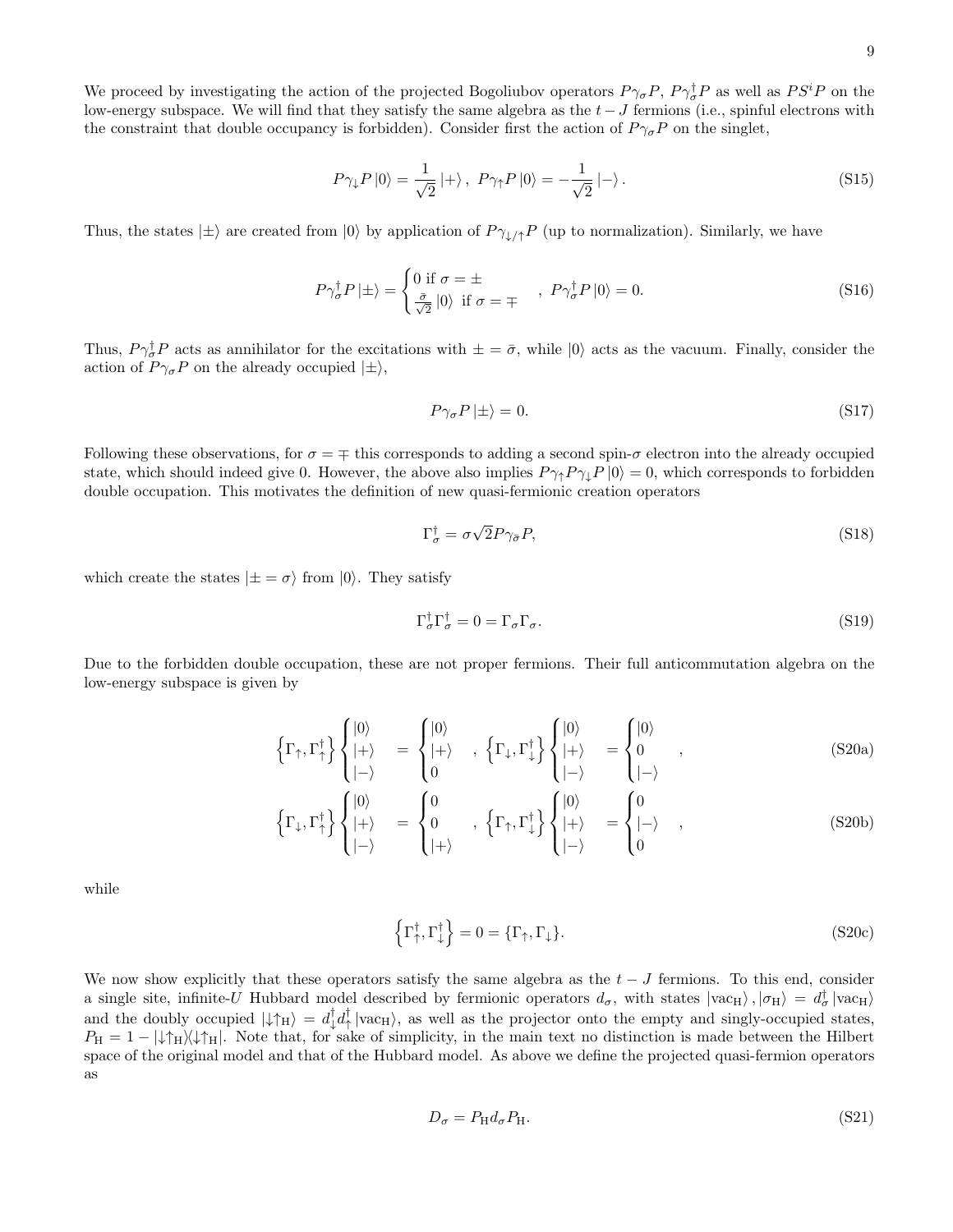We proceed by investigating the action of the projected Bogoliubov operators $P\gamma_\sigma P$, $P\gamma_\sigma^\dagger P$ as well as $PS^iP$ on the low-energy subspace. We will find that they satisfy the same algebra as the $t-J$ fermions (i.e., spinful electrons with the constraint that double occupancy is forbidden). Consider first the action of $P\gamma_\sigma P$ on the singlet,

$$P\gamma_\downarrow P\left|0\right\rangle = \frac{1}{\sqrt{2}}\left|+\right\rangle,\ P\gamma_\uparrow P\left|0\right\rangle = -\frac{1}{\sqrt{2}}\left|-\right\rangle. \tag{S15}$$

Thus, the states $|\pm\rangle$ are created from $|0\rangle$ by application of $P\gamma_{\downarrow/\uparrow}P$ (up to normalization). Similarly, we have

$$P\gamma_\sigma^\dagger P\left|\pm\right\rangle = \begin{cases} 0 \text{ if } \sigma = \pm \\ \frac{\bar{\sigma}}{\sqrt{2}}\left|0\right\rangle \text{ if } \sigma = \mp \end{cases},\ P\gamma_\sigma^\dagger P\left|0\right\rangle = 0. \tag{S16}$$

Thus, $P\gamma_\sigma^\dagger P$ acts as annihilator for the excitations with $\pm = \bar{\sigma}$, while $|0\rangle$ acts as the vacuum. Finally, consider the action of $P\gamma_\sigma P$ on the already occupied $|\pm\rangle$,

$$P\gamma_\sigma P\left|\pm\right\rangle = 0. \tag{S17}$$

Following these observations, for $\sigma = \mp$ this corresponds to adding a second spin-$\sigma$ electron into the already occupied state, which should indeed give 0. However, the above also implies $P\gamma_\uparrow P\gamma_\downarrow P\left|0\right\rangle = 0$, which corresponds to forbidden double occupation. This motivates the definition of new quasi-fermionic creation operators

$$\Gamma_\sigma^\dagger = \sigma\sqrt{2}P\gamma_{\bar{\sigma}}P, \tag{S18}$$

which create the states $|\pm = \sigma\rangle$ from $|0\rangle$. They satisfy

$$\Gamma_\sigma^\dagger\Gamma_\sigma^\dagger = 0 = \Gamma_\sigma\Gamma_\sigma. \tag{S19}$$

Due to the forbidden double occupation, these are not proper fermions. Their full anticommutation algebra on the low-energy subspace is given by

$$\left\{\Gamma_\uparrow,\Gamma_\uparrow^\dagger\right\}\begin{cases}|0\rangle\\|+\rangle\\|-\rangle\end{cases} = \begin{cases}|0\rangle\\|+\rangle\\0\end{cases},\ \left\{\Gamma_\downarrow,\Gamma_\downarrow^\dagger\right\}\begin{cases}|0\rangle\\|+\rangle\\|-\rangle\end{cases} = \begin{cases}|0\rangle\\0\\|-\rangle\end{cases}, \tag{S20a}$$

$$\left\{\Gamma_\downarrow,\Gamma_\uparrow^\dagger\right\}\begin{cases}|0\rangle\\|+\rangle\\|-\rangle\end{cases} = \begin{cases}0\\0\\|+\rangle\end{cases},\ \left\{\Gamma_\uparrow,\Gamma_\downarrow^\dagger\right\}\begin{cases}|0\rangle\\|+\rangle\\|-\rangle\end{cases} = \begin{cases}0\\|-\rangle\\0\end{cases}, \tag{S20b}$$

while

$$\left\{\Gamma_\uparrow^\dagger,\Gamma_\downarrow^\dagger\right\} = 0 = \{\Gamma_\uparrow,\Gamma_\downarrow\}. \tag{S20c}$$

We now show explicitly that these operators satisfy the same algebra as the $t-J$ fermions. To this end, consider a single site, infinite-$U$ Hubbard model described by fermionic operators $d_\sigma$, with states $|\mathrm{vac_H}\rangle$, $|\sigma_\mathrm{H}\rangle = d_\sigma^\dagger|\mathrm{vac_H}\rangle$ and the doubly occupied $|\downarrow\uparrow_\mathrm{H}\rangle = d_\downarrow^\dagger d_\uparrow^\dagger|\mathrm{vac_H}\rangle$, as well as the projector onto the empty and singly-occupied states, $P_\mathrm{H} = 1 - |\downarrow\uparrow_\mathrm{H}\rangle\langle\downarrow\uparrow_\mathrm{H}|$. Note that, for sake of simplicity, in the main text no distinction is made between the Hilbert space of the original model and that of the Hubbard model. As above we define the projected quasi-fermion operators as

$$D_\sigma = P_\mathrm{H}d_\sigma P_\mathrm{H}. \tag{S21}$$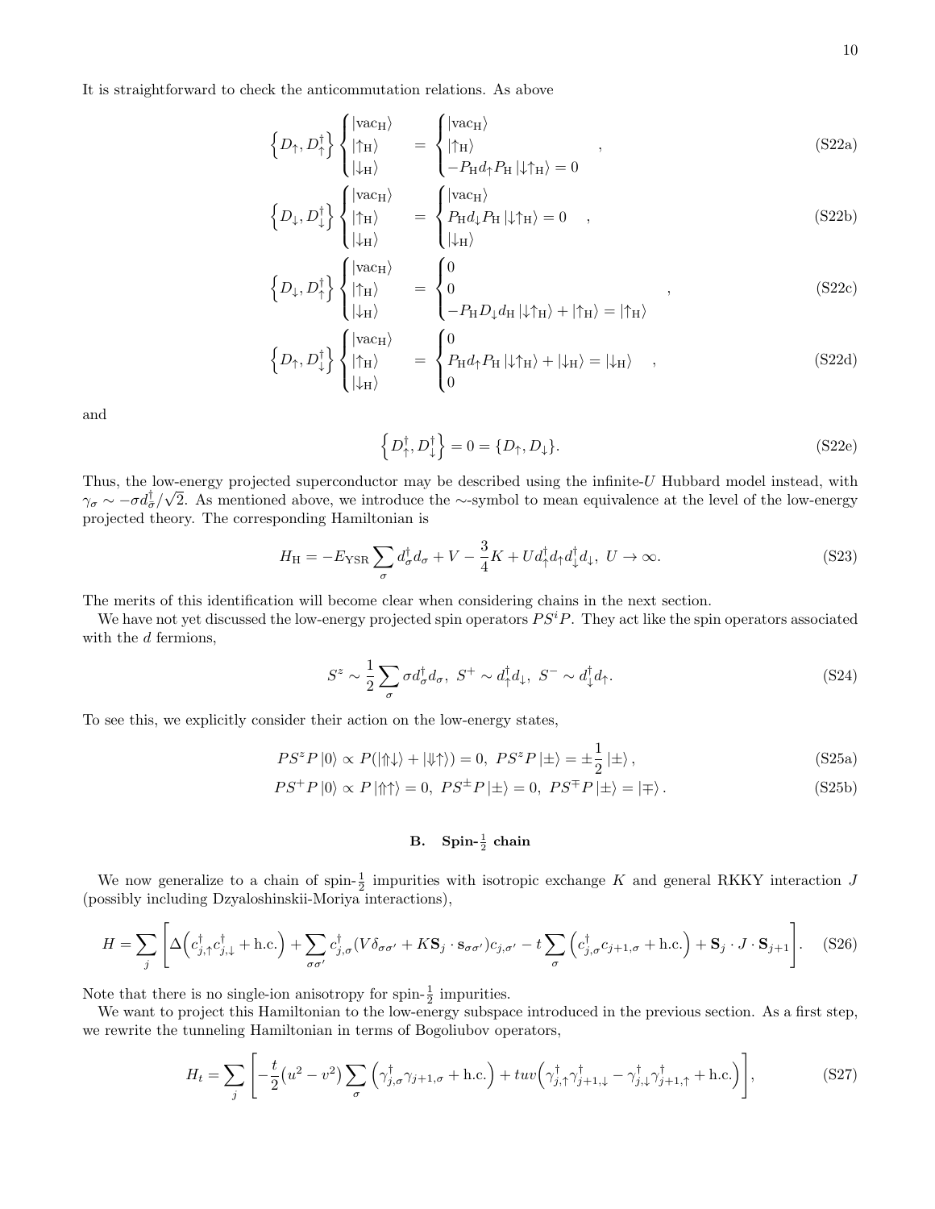It is straightforward to check the anticommutation relations. As above

$$
\left\{D_\uparrow, D_\uparrow^\dagger\right\}\begin{cases}|\mathrm{vac_H}\rangle\\ |\uparrow_\mathrm{H}\rangle\\ |\downarrow_\mathrm{H}\rangle\end{cases} = \begin{cases}|\mathrm{vac_H}\rangle\\ |\uparrow_\mathrm{H}\rangle\\ -P_\mathrm{H} d_\uparrow P_\mathrm{H}\,|\downarrow\uparrow_\mathrm{H}\rangle = 0\end{cases}, \tag{S22a}
$$

$$
\left\{D_\downarrow, D_\downarrow^\dagger\right\}\begin{cases}|\mathrm{vac_H}\rangle\\ |\uparrow_\mathrm{H}\rangle\\ |\downarrow_\mathrm{H}\rangle\end{cases} = \begin{cases}|\mathrm{vac_H}\rangle\\ P_\mathrm{H} d_\downarrow P_\mathrm{H}\,|\downarrow\uparrow_\mathrm{H}\rangle = 0\\ |\downarrow_\mathrm{H}\rangle\end{cases}, \tag{S22b}
$$

$$
\left\{D_\downarrow, D_\uparrow^\dagger\right\}\begin{cases}|\mathrm{vac_H}\rangle\\ |\uparrow_\mathrm{H}\rangle\\ |\downarrow_\mathrm{H}\rangle\end{cases} = \begin{cases}0\\ 0\\ -P_\mathrm{H} D_\downarrow d_\mathrm{H}\,|\downarrow\uparrow_\mathrm{H}\rangle + |\uparrow_\mathrm{H}\rangle = |\uparrow_\mathrm{H}\rangle\end{cases}, \tag{S22c}
$$

$$
\left\{D_\uparrow, D_\downarrow^\dagger\right\}\begin{cases}|\mathrm{vac_H}\rangle\\ |\uparrow_\mathrm{H}\rangle\\ |\downarrow_\mathrm{H}\rangle\end{cases} = \begin{cases}0\\ P_\mathrm{H} d_\uparrow P_\mathrm{H}\,|\downarrow\uparrow_\mathrm{H}\rangle + |\downarrow_\mathrm{H}\rangle = |\downarrow_\mathrm{H}\rangle\\ 0\end{cases}, \tag{S22d}
$$

and

$$
\left\{D_\uparrow^\dagger, D_\downarrow^\dagger\right\} = 0 = \{D_\uparrow, D_\downarrow\}. \tag{S22e}
$$

Thus, the low-energy projected superconductor may be described using the infinite-$U$ Hubbard model instead, with $\gamma_\sigma \sim -\sigma d_{\bar\sigma}^\dagger/\sqrt{2}$. As mentioned above, we introduce the $\sim$-symbol to mean equivalence at the level of the low-energy projected theory. The corresponding Hamiltonian is

$$
H_\mathrm{H} = -E_\mathrm{YSR}\sum_\sigma d_\sigma^\dagger d_\sigma + V - \frac{3}{4}K + U d_\uparrow^\dagger d_\uparrow d_\downarrow^\dagger d_\downarrow,\ U\to\infty. \tag{S23}
$$

The merits of this identification will become clear when considering chains in the next section.

We have not yet discussed the low-energy projected spin operators $PS^iP$. They act like the spin operators associated with the $d$ fermions,

$$
S^z \sim \frac{1}{2}\sum_\sigma \sigma d_\sigma^\dagger d_\sigma,\ S^+ \sim d_\uparrow^\dagger d_\downarrow,\ S^- \sim d_\downarrow^\dagger d_\uparrow. \tag{S24}
$$

To see this, we explicitly consider their action on the low-energy states,

$$
PS^zP\,|0\rangle \propto P(|\Uparrow\downarrow\rangle + |\Downarrow\uparrow\rangle) = 0,\ PS^zP\,|\pm\rangle = \pm\frac{1}{2}\,|\pm\rangle, \tag{S25a}
$$

$$
PS^+P\,|0\rangle \propto P\,|\Uparrow\uparrow\rangle = 0,\ PS^\pm P\,|\pm\rangle = 0,\ PS^\mp P\,|\pm\rangle = |\mp\rangle. \tag{S25b}
$$

### B. Spin-$\frac{1}{2}$ chain

We now generalize to a chain of spin-$\frac{1}{2}$ impurities with isotropic exchange $K$ and general RKKY interaction $J$ (possibly including Dzyaloshinskii-Moriya interactions),

$$
H = \sum_j\left[\Delta\left(c_{j,\uparrow}^\dagger c_{j,\downarrow}^\dagger + \mathrm{h.c.}\right) + \sum_{\sigma\sigma'} c_{j,\sigma}^\dagger (V\delta_{\sigma\sigma'} + K\mathbf{S}_j\cdot\mathbf{s}_{\sigma\sigma'})c_{j,\sigma'} - t\sum_\sigma\left(c_{j,\sigma}^\dagger c_{j+1,\sigma} + \mathrm{h.c.}\right) + \mathbf{S}_j\cdot J\cdot\mathbf{S}_{j+1}\right]. \tag{S26}
$$

Note that there is no single-ion anisotropy for spin-$\frac{1}{2}$ impurities.

We want to project this Hamiltonian to the low-energy subspace introduced in the previous section. As a first step, we rewrite the tunneling Hamiltonian in terms of Bogoliubov operators,

$$
H_t = \sum_j\left[-\frac{t}{2}\left(u^2 - v^2\right)\sum_\sigma\left(\gamma_{j,\sigma}^\dagger\gamma_{j+1,\sigma} + \mathrm{h.c.}\right) + tuv\left(\gamma_{j,\uparrow}^\dagger\gamma_{j+1,\downarrow}^\dagger - \gamma_{j,\downarrow}^\dagger\gamma_{j+1,\uparrow}^\dagger + \mathrm{h.c.}\right)\right], \tag{S27}
$$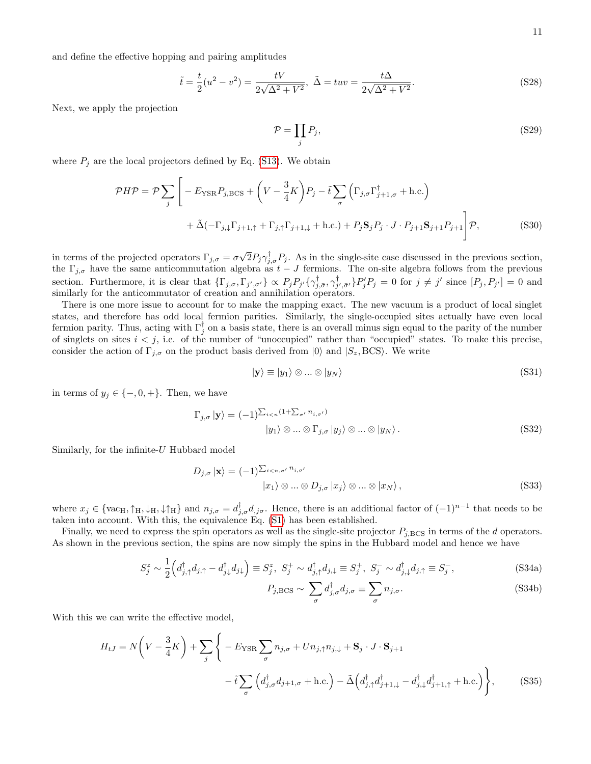and define the effective hopping and pairing amplitudes

$$\tilde{t} = \frac{t}{2}(u^2 - v^2) = \frac{tV}{2\sqrt{\Delta^2 + V^2}}, \ \tilde{\Delta} = tuv = \frac{t\Delta}{2\sqrt{\Delta^2 + V^2}}. \tag{S28}$$

Next, we apply the projection

$$\mathcal{P} = \prod_j P_j, \tag{S29}$$

where $P_j$ are the local projectors defined by Eq. (S13). We obtain

$$\begin{aligned}\mathcal{P}H\mathcal{P} = \mathcal{P}\sum_j \Bigg[ &- E_{\mathrm{YSR}} P_{j,\mathrm{BCS}} + \left(V - \frac{3}{4}K\right)P_j - \tilde{t}\sum_\sigma \left(\Gamma_{j,\sigma}\Gamma^\dagger_{j+1,\sigma} + \mathrm{h.c.}\right) \\ &+ \tilde{\Delta}(-\Gamma_{j,\downarrow}\Gamma_{j+1,\uparrow} + \Gamma_{j,\uparrow}\Gamma_{j+1,\downarrow} + \mathrm{h.c.}) + P_j\mathbf{S}_j P_j \cdot J \cdot P_{j+1}\mathbf{S}_{j+1}P_{j+1}\Bigg]\mathcal{P},\end{aligned} \tag{S30}$$

in terms of the projected operators $\Gamma_{j,\sigma} = \sigma\sqrt{2}P_j\gamma^\dagger_{j,\bar{\sigma}}P_j$. As in the single-site case discussed in the previous section, the $\Gamma_{j,\sigma}$ have the same anticommutation algebra as $t-J$ fermions. The on-site algebra follows from the previous section. Furthermore, it is clear that $\{\Gamma_{j,\sigma}, \Gamma_{j',\sigma'}\} \propto P_j P_{j'}\{\gamma^\dagger_{j,\bar{\sigma}}, \gamma^\dagger_{j',\bar{\sigma}'}\}P'_j P_j = 0$ for $j \neq j'$ since $[P_j, P_{j'}] = 0$ and similarly for the anticommutator of creation and annihilation operators.

There is one more issue to account for to make the mapping exact. The new vacuum is a product of local singlet states, and therefore has odd local fermion parities. Similarly, the single-occupied sites actually have even local fermion parity. Thus, acting with $\Gamma^\dagger_j$ on a basis state, there is an overall minus sign equal to the parity of the number of singlets on sites $i < j$, i.e. of the number of "unoccupied" rather than "occupied" states. To make this precise, consider the action of $\Gamma_{j,\sigma}$ on the product basis derived from $|0\rangle$ and $|S_z, \mathrm{BCS}\rangle$. We write

$$|\mathbf{y}\rangle \equiv |y_1\rangle \otimes ... \otimes |y_N\rangle \tag{S31}$$

in terms of $y_j \in \{-, 0, +\}$. Then, we have

$$\begin{aligned}\Gamma_{j,\sigma}|\mathbf{y}\rangle = (-1)^{\sum_{i<n}(1+\sum_{\sigma'} n_{i,\sigma'})} \\ |y_1\rangle \otimes ... \otimes \Gamma_{j,\sigma}|y_j\rangle \otimes ... \otimes |y_N\rangle.\end{aligned} \tag{S32}$$

Similarly, for the infinite-$U$ Hubbard model

$$\begin{aligned}D_{j,\sigma}|\mathbf{x}\rangle = (-1)^{\sum_{i<n,\sigma'} n_{i,\sigma'}} \\ |x_1\rangle \otimes ... \otimes D_{j,\sigma}|x_j\rangle \otimes ... \otimes |x_N\rangle,\end{aligned} \tag{S33}$$

where $x_j \in \{\mathrm{vac_H}, \uparrow_\mathrm{H}, \downarrow_\mathrm{H}, \downarrow\uparrow_\mathrm{H}\}$ and $n_{j,\sigma} = d^\dagger_{j,\sigma}d_{j,\sigma}$. Hence, there is an additional factor of $(-1)^{n-1}$ that needs to be taken into account. With this, the equivalence Eq. (S1) has been established.

Finally, we need to express the spin operators as well as the single-site projector $P_{j,\mathrm{BCS}}$ in terms of the $d$ operators. As shown in the previous section, the spins are now simply the spins in the Hubbard model and hence we have

$$S^z_j \sim \frac{1}{2}\left(d^\dagger_{j,\uparrow}d_{j,\uparrow} - d^\dagger_{j\downarrow}d_{j\downarrow}\right) \equiv S^z_j, \ S^+_j \sim d^\dagger_{j,\uparrow}d_{j,\downarrow} \equiv S^+_j, \ S^-_j \sim d^\dagger_{j,\downarrow}d_{j,\uparrow} \equiv S^-_j, \tag{S34a}$$

$$P_{j,\mathrm{BCS}} \sim \sum_\sigma d^\dagger_{j,\sigma}d_{j,\sigma} \equiv \sum_\sigma n_{j,\sigma}. \tag{S34b}$$

With this we can write the effective model,

$$\begin{aligned}H_{tJ} = N\left(V - \frac{3}{4}K\right) + \sum_j \Bigg\{ &- E_{\mathrm{YSR}}\sum_\sigma n_{j,\sigma} + U n_{j,\uparrow}n_{j,\downarrow} + \mathbf{S}_j \cdot J \cdot \mathbf{S}_{j+1} \\ &- \tilde{t}\sum_\sigma \left(d^\dagger_{j,\sigma}d_{j+1,\sigma} + \mathrm{h.c.}\right) - \tilde{\Delta}\left(d^\dagger_{j,\uparrow}d^\dagger_{j+1,\downarrow} - d^\dagger_{j,\downarrow}d^\dagger_{j+1,\uparrow} + \mathrm{h.c.}\right)\Bigg\},\end{aligned} \tag{S35}$$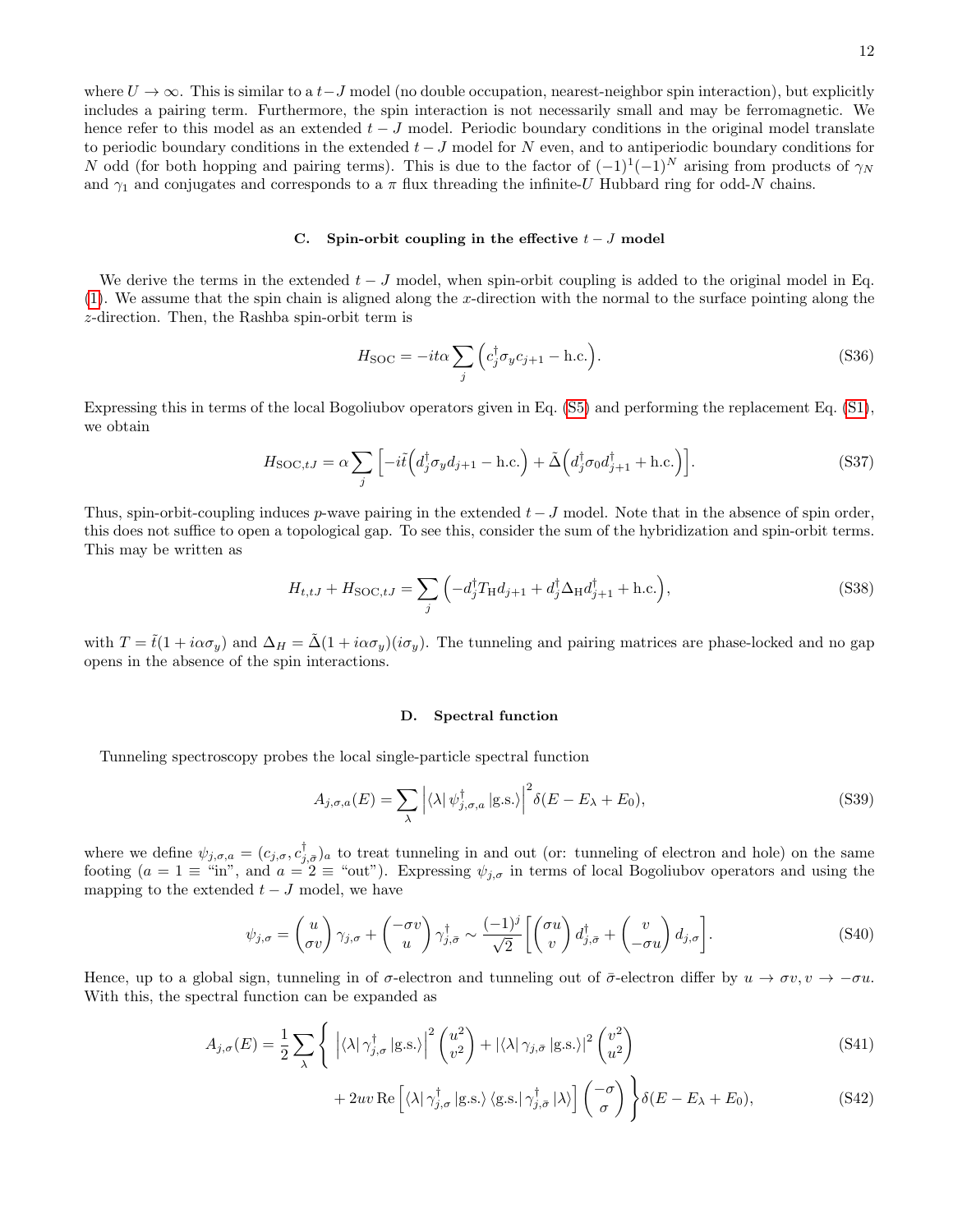where $U \to \infty$. This is similar to a $t-J$ model (no double occupation, nearest-neighbor spin interaction), but explicitly includes a pairing term. Furthermore, the spin interaction is not necessarily small and may be ferromagnetic. We hence refer to this model as an extended $t-J$ model. Periodic boundary conditions in the original model translate to periodic boundary conditions in the extended $t-J$ model for $N$ even, and to antiperiodic boundary conditions for $N$ odd (for both hopping and pairing terms). This is due to the factor of $(-1)^1(-1)^N$ arising from products of $\gamma_N$ and $\gamma_1$ and conjugates and corresponds to a $\pi$ flux threading the infinite-$U$ Hubbard ring for odd-$N$ chains.

### C. Spin-orbit coupling in the effective $t-J$ model

We derive the terms in the extended $t-J$ model, when spin-orbit coupling is added to the original model in Eq. (1). We assume that the spin chain is aligned along the $x$-direction with the normal to the surface pointing along the $z$-direction. Then, the Rashba spin-orbit term is

$$H_{\mathrm{SOC}} = -it\alpha \sum_j \Big( c_j^\dagger \sigma_y c_{j+1} - \mathrm{h.c.} \Big). \tag{S36}$$

Expressing this in terms of the local Bogoliubov operators given in Eq. (S5) and performing the replacement Eq. (S1), we obtain

$$H_{\mathrm{SOC},tJ} = \alpha \sum_j \Big[ -i\tilde{t} \Big( d_j^\dagger \sigma_y d_{j+1} - \mathrm{h.c.} \Big) + \tilde{\Delta} \Big( d_j^\dagger \sigma_0 d_{j+1}^\dagger + \mathrm{h.c.} \Big) \Big]. \tag{S37}$$

Thus, spin-orbit-coupling induces $p$-wave pairing in the extended $t-J$ model. Note that in the absence of spin order, this does not suffice to open a topological gap. To see this, consider the sum of the hybridization and spin-orbit terms. This may be written as

$$H_{t,tJ} + H_{\mathrm{SOC},tJ} = \sum_j \Big( -d_j^\dagger T_{\mathrm{H}} d_{j+1} + d_j^\dagger \Delta_{\mathrm{H}} d_{j+1}^\dagger + \mathrm{h.c.} \Big), \tag{S38}$$

with $T = \tilde{t}(1 + i\alpha\sigma_y)$ and $\Delta_H = \tilde{\Delta}(1 + i\alpha\sigma_y)(i\sigma_y)$. The tunneling and pairing matrices are phase-locked and no gap opens in the absence of the spin interactions.

### D. Spectral function

Tunneling spectroscopy probes the local single-particle spectral function

$$A_{j,\sigma,a}(E) = \sum_\lambda \Big| \langle\lambda| \psi_{j,\sigma,a}^\dagger |\mathrm{g.s.}\rangle \Big|^2 \delta(E - E_\lambda + E_0), \tag{S39}$$

where we define $\psi_{j,\sigma,a} = (c_{j,\sigma}, c_{j,\bar{\sigma}}^\dagger)_a$ to treat tunneling in and out (or: tunneling of electron and hole) on the same footing ($a = 1 \equiv$ "in", and $a = 2 \equiv$ "out"). Expressing $\psi_{j,\sigma}$ in terms of local Bogoliubov operators and using the mapping to the extended $t-J$ model, we have

$$\psi_{j,\sigma} = \begin{pmatrix} u \\ \sigma v \end{pmatrix} \gamma_{j,\sigma} + \begin{pmatrix} -\sigma v \\ u \end{pmatrix} \gamma_{j,\bar{\sigma}}^\dagger \sim \frac{(-1)^j}{\sqrt{2}} \Bigg[ \begin{pmatrix} \sigma u \\ v \end{pmatrix} d_{j,\bar{\sigma}}^\dagger + \begin{pmatrix} v \\ -\sigma u \end{pmatrix} d_{j,\sigma} \Bigg]. \tag{S40}$$

Hence, up to a global sign, tunneling in of $\sigma$-electron and tunneling out of $\bar{\sigma}$-electron differ by $u \to \sigma v, v \to -\sigma u$. With this, the spectral function can be expanded as

$$A_{j,\sigma}(E) = \frac{1}{2} \sum_\lambda \Bigg\{ \Big| \langle\lambda| \gamma_{j,\sigma}^\dagger |\mathrm{g.s.}\rangle \Big|^2 \begin{pmatrix} u^2 \\ v^2 \end{pmatrix} + |\langle\lambda| \gamma_{j,\bar{\sigma}} |\mathrm{g.s.}\rangle|^2 \begin{pmatrix} v^2 \\ u^2 \end{pmatrix} \tag{S41}$$

$$+ 2uv \,\mathrm{Re} \Big[ \langle\lambda| \gamma_{j,\sigma}^\dagger |\mathrm{g.s.}\rangle \langle\mathrm{g.s.}| \gamma_{j,\bar{\sigma}}^\dagger |\lambda\rangle \Big] \begin{pmatrix} -\sigma \\ \sigma \end{pmatrix} \Bigg\} \delta(E - E_\lambda + E_0), \tag{S42}$$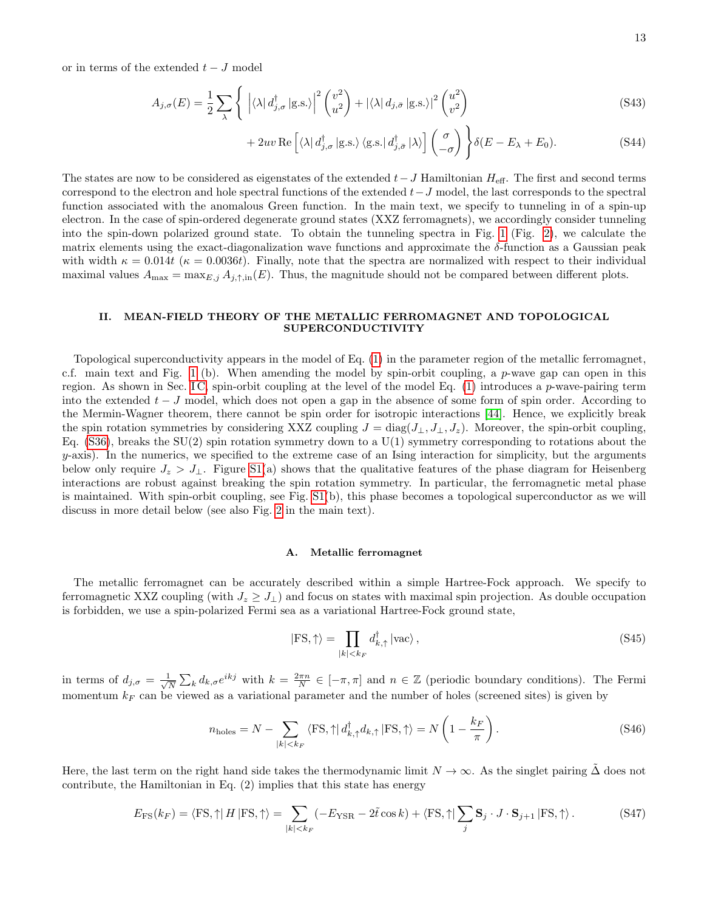or in terms of the extended $t-J$ model

$$A_{j,\sigma}(E) = \frac{1}{2}\sum_{\lambda}\left\{ \left|\langle\lambda|\, d^{\dagger}_{j,\sigma}\,|\text{g.s.}\rangle\right|^2 \begin{pmatrix} v^2 \\ u^2 \end{pmatrix} + \left|\langle\lambda|\, d_{j,\bar{\sigma}}\,|\text{g.s.}\rangle\right|^2 \begin{pmatrix} u^2 \\ v^2 \end{pmatrix} \right. \tag{S43}$$

$$\left. + 2uv\,\text{Re}\left[\langle\lambda|\, d^{\dagger}_{j,\sigma}\,|\text{g.s.}\rangle\,\langle\text{g.s.}|\, d^{\dagger}_{j,\bar{\sigma}}\,|\lambda\rangle\right] \begin{pmatrix} \sigma \\ -\sigma \end{pmatrix} \right\}\delta(E - E_\lambda + E_0). \tag{S44}$$

The states are now to be considered as eigenstates of the extended $t-J$ Hamiltonian $H_{\text{eff}}$. The first and second terms correspond to the electron and hole spectral functions of the extended $t-J$ model, the last corresponds to the spectral function associated with the anomalous Green function. In the main text, we specify to tunneling in of a spin-up electron. In the case of spin-ordered degenerate ground states (XXZ ferromagnets), we accordingly consider tunneling into the spin-down polarized ground state. To obtain the tunneling spectra in Fig. 1 (Fig. 2), we calculate the matrix elements using the exact-diagonalization wave functions and approximate the $\delta$-function as a Gaussian peak with width $\kappa = 0.014t$ ($\kappa = 0.0036t$). Finally, note that the spectra are normalized with respect to their individual maximal values $A_{\max} = \max_{E,j} A_{j,\uparrow,\text{in}}(E)$. Thus, the magnitude should not be compared between different plots.

## II. MEAN-FIELD THEORY OF THE METALLIC FERROMAGNET AND TOPOLOGICAL SUPERCONDUCTIVITY

Topological superconductivity appears in the model of Eq. (1) in the parameter region of the metallic ferromagnet, c.f. main text and Fig. 1 (b). When amending the model by spin-orbit coupling, a $p$-wave gap can open in this region. As shown in Sec. I C, spin-orbit coupling at the level of the model Eq. (1) introduces a $p$-wave-pairing term into the extended $t-J$ model, which does not open a gap in the absence of some form of spin order. According to the Mermin-Wagner theorem, there cannot be spin order for isotropic interactions [44]. Hence, we explicitly break the spin rotation symmetries by considering XXZ coupling $J = \text{diag}(J_\perp, J_\perp, J_z)$. Moreover, the spin-orbit coupling, Eq. (S36), breaks the SU(2) spin rotation symmetry down to a U(1) symmetry corresponding to rotations about the $y$-axis). In the numerics, we specified to the extreme case of an Ising interaction for simplicity, but the arguments below only require $J_z > J_\perp$. Figure S1(a) shows that the qualitative features of the phase diagram for Heisenberg interactions are robust against breaking the spin rotation symmetry. In particular, the ferromagnetic metal phase is maintained. With spin-orbit coupling, see Fig. S1(b), this phase becomes a topological superconductor as we will discuss in more detail below (see also Fig. 2 in the main text).

### A. Metallic ferromagnet

The metallic ferromagnet can be accurately described within a simple Hartree-Fock approach. We specify to ferromagnetic XXZ coupling (with $J_z \geq J_\perp$) and focus on states with maximal spin projection. As double occupation is forbidden, we use a spin-polarized Fermi sea as a variational Hartree-Fock ground state,

$$|\text{FS},\uparrow\rangle = \prod_{|k|<k_F} d^{\dagger}_{k,\uparrow}\,|\text{vac}\rangle\,, \tag{S45}$$

in terms of $d_{j,\sigma} = \frac{1}{\sqrt{N}}\sum_k d_{k,\sigma}e^{ikj}$ with $k = \frac{2\pi n}{N} \in [-\pi,\pi]$ and $n \in \mathbb{Z}$ (periodic boundary conditions). The Fermi momentum $k_F$ can be viewed as a variational parameter and the number of holes (screened sites) is given by

$$n_{\text{holes}} = N - \sum_{|k|<k_F} \langle\text{FS},\uparrow|\, d^{\dagger}_{k,\uparrow}d_{k,\uparrow}\,|\text{FS},\uparrow\rangle = N\left(1 - \frac{k_F}{\pi}\right). \tag{S46}$$

Here, the last term on the right hand side takes the thermodynamic limit $N \to \infty$. As the singlet pairing $\tilde{\Delta}$ does not contribute, the Hamiltonian in Eq. (2) implies that this state has energy

$$E_{\text{FS}}(k_F) = \langle\text{FS},\uparrow|\, H\,|\text{FS},\uparrow\rangle = \sum_{|k|<k_F}\left(-E_{\text{YSR}} - 2\tilde{t}\cos k\right) + \langle\text{FS},\uparrow|\sum_j \mathbf{S}_j\cdot J\cdot\mathbf{S}_{j+1}\,|\text{FS},\uparrow\rangle\,. \tag{S47}$$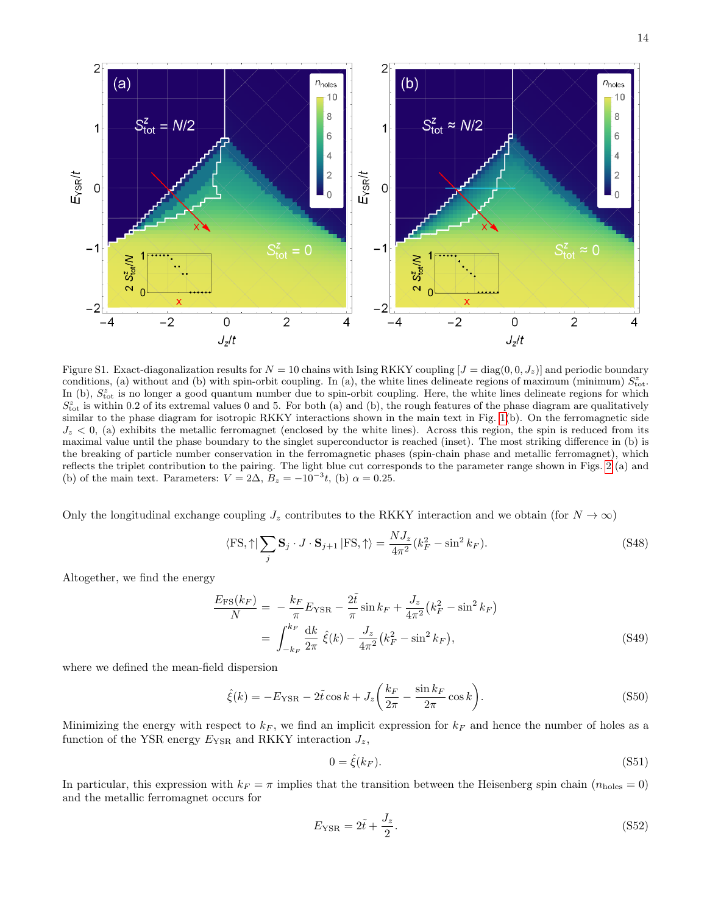Figure S1. Exact-diagonalization results for $N = 10$ chains with Ising RKKY coupling [$J = \mathrm{diag}(0, 0, J_z)$] and periodic boundary conditions, (a) without and (b) with spin-orbit coupling. In (a), the white lines delineate regions of maximum (minimum) $S^z_{\mathrm{tot}}$. In (b), $S^z_{\mathrm{tot}}$ is no longer a good quantum number due to spin-orbit coupling. Here, the white lines delineate regions for which $S^z_{\mathrm{tot}}$ is within 0.2 of its extremal values 0 and 5. For both (a) and (b), the rough features of the phase diagram are qualitatively similar to the phase diagram for isotropic RKKY interactions shown in the main text in Fig. 1(b). On the ferromagnetic side $J_z < 0$, (a) exhibits the metallic ferromagnet (enclosed by the white lines). Across this region, the spin is reduced from its maximal value until the phase boundary to the singlet superconductor is reached (inset). The most striking difference in (b) is the breaking of particle number conservation in the ferromagnetic phases (spin-chain phase and metallic ferromagnet), which reflects the triplet contribution to the pairing. The light blue cut corresponds to the parameter range shown in Figs. 2(a) and (b) of the main text. Parameters: $V = 2\Delta$, $B_z = -10^{-3}t$, (b) $\alpha = 0.25$.

Only the longitudinal exchange coupling $J_z$ contributes to the RKKY interaction and we obtain (for $N \to \infty$)

$$\langle \mathrm{FS}, \uparrow | \sum_j \mathbf{S}_j \cdot J \cdot \mathbf{S}_{j+1} | \mathrm{FS}, \uparrow \rangle = \frac{N J_z}{4\pi^2}(k_F^2 - \sin^2 k_F). \tag{S48}$$

Altogether, we find the energy

$$\begin{aligned} \frac{E_{\mathrm{FS}}(k_F)}{N} &= -\frac{k_F}{\pi} E_{\mathrm{YSR}} - \frac{2\tilde{t}}{\pi}\sin k_F + \frac{J_z}{4\pi^2}\big(k_F^2 - \sin^2 k_F\big) \\ &= \int_{-k_F}^{k_F} \frac{\mathrm{d}k}{2\pi}\, \hat{\xi}(k) - \frac{J_z}{4\pi^2}\big(k_F^2 - \sin^2 k_F\big), \end{aligned} \tag{S49}$$

where we defined the mean-field dispersion

$$\hat{\xi}(k) = -E_{\mathrm{YSR}} - 2\tilde{t}\cos k + J_z\left(\frac{k_F}{2\pi} - \frac{\sin k_F}{2\pi}\cos k\right). \tag{S50}$$

Minimizing the energy with respect to $k_F$, we find an implicit expression for $k_F$ and hence the number of holes as a function of the YSR energy $E_{\mathrm{YSR}}$ and RKKY interaction $J_z$,

$$0 = \hat{\xi}(k_F). \tag{S51}$$

In particular, this expression with $k_F = \pi$ implies that the transition between the Heisenberg spin chain ($n_{\mathrm{holes}} = 0$) and the metallic ferromagnet occurs for

$$E_{\mathrm{YSR}} = 2\tilde{t} + \frac{J_z}{2}. \tag{S52}$$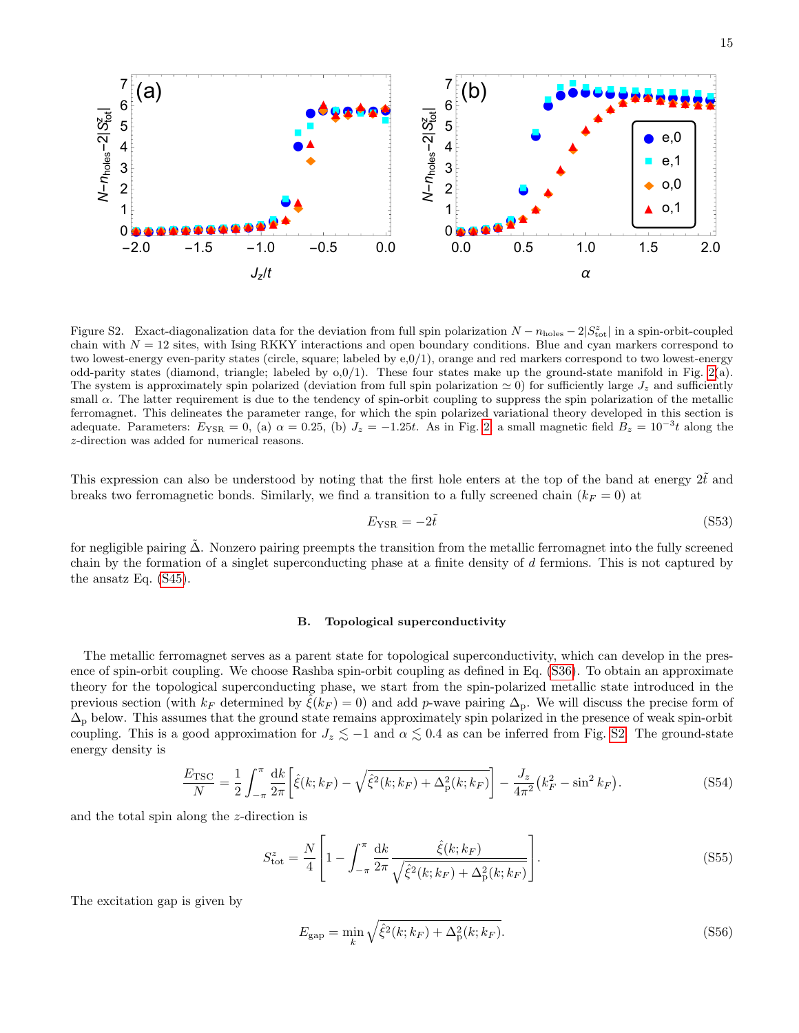Figure S2. Exact-diagonalization data for the deviation from full spin polarization $N - n_{\rm holes} - 2|S^z_{\rm tot}|$ in a spin-orbit-coupled chain with $N = 12$ sites, with Ising RKKY interactions and open boundary conditions. Blue and cyan markers correspond to two lowest-energy even-parity states (circle, square; labeled by e,0/1), orange and red markers correspond to two lowest-energy odd-parity states (diamond, triangle; labeled by o,0/1). These four states make up the ground-state manifold in Fig. 2(a). The system is approximately spin polarized (deviation from full spin polarization $\simeq 0$) for sufficiently large $J_z$ and sufficiently small $\alpha$. The latter requirement is due to the tendency of spin-orbit coupling to suppress the spin polarization of the metallic ferromagnet. This delineates the parameter range, for which the spin polarized variational theory developed in this section is adequate. Parameters: $E_{\rm YSR} = 0$, (a) $\alpha = 0.25$, (b) $J_z = -1.25t$. As in Fig. 2, a small magnetic field $B_z = 10^{-3}t$ along the $z$-direction was added for numerical reasons.

This expression can also be understood by noting that the first hole enters at the top of the band at energy $2\tilde{t}$ and breaks two ferromagnetic bonds. Similarly, we find a transition to a fully screened chain ($k_F = 0$) at

$$E_{\rm YSR} = -2\tilde{t} \tag{S53}$$

for negligible pairing $\tilde{\Delta}$. Nonzero pairing preempts the transition from the metallic ferromagnet into the fully screened chain by the formation of a singlet superconducting phase at a finite density of $d$ fermions. This is not captured by the ansatz Eq. (S45).

### B. Topological superconductivity

The metallic ferromagnet serves as a parent state for topological superconductivity, which can develop in the presence of spin-orbit coupling. We choose Rashba spin-orbit coupling as defined in Eq. (S36). To obtain an approximate theory for the topological superconducting phase, we start from the spin-polarized metallic state introduced in the previous section (with $k_F$ determined by $\hat{\xi}(k_F) = 0$) and add $p$-wave pairing $\Delta_{\rm p}$. We will discuss the precise form of $\Delta_{\rm p}$ below. This assumes that the ground state remains approximately spin polarized in the presence of weak spin-orbit coupling. This is a good approximation for $J_z \lesssim -1$ and $\alpha \lesssim 0.4$ as can be inferred from Fig. S2. The ground-state energy density is

$$\frac{E_{\rm TSC}}{N} = \frac{1}{2}\int_{-\pi}^{\pi}\frac{{\rm d}k}{2\pi}\left[\hat{\xi}(k;k_F) - \sqrt{\hat{\xi}^2(k;k_F) + \Delta_{\rm p}^2(k;k_F)}\right] - \frac{J_z}{4\pi^2}\left(k_F^2 - \sin^2 k_F\right). \tag{S54}$$

and the total spin along the $z$-direction is

$$S^z_{\rm tot} = \frac{N}{4}\left[1 - \int_{-\pi}^{\pi}\frac{{\rm d}k}{2\pi}\frac{\hat{\xi}(k;k_F)}{\sqrt{\hat{\xi}^2(k;k_F) + \Delta_{\rm p}^2(k;k_F)}}\right]. \tag{S55}$$

The excitation gap is given by

$$E_{\rm gap} = \min_k \sqrt{\hat{\xi}^2(k;k_F) + \Delta_{\rm p}^2(k;k_F)}. \tag{S56}$$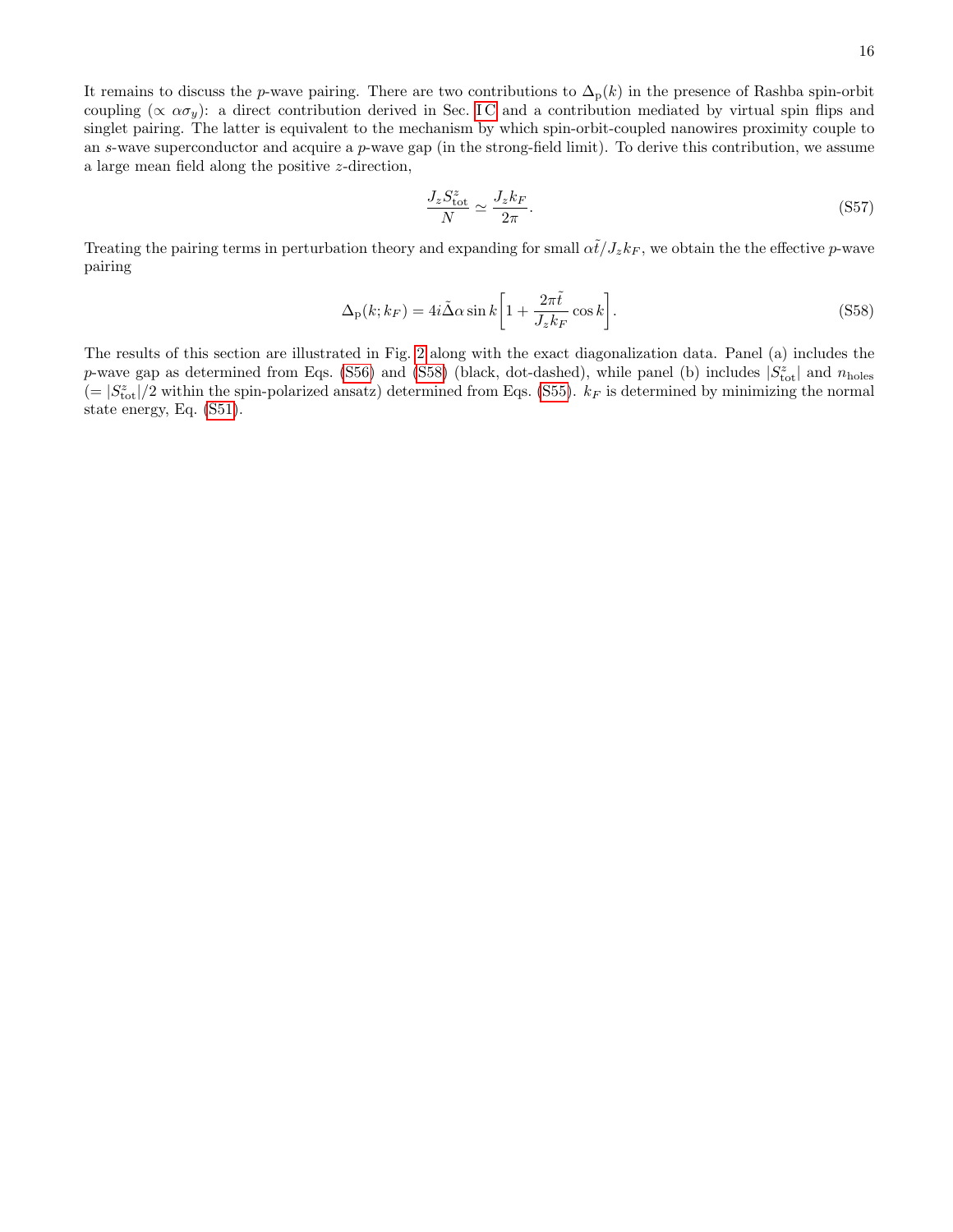It remains to discuss the $p$-wave pairing. There are two contributions to $\Delta_{\rm p}(k)$ in the presence of Rashba spin-orbit coupling ($\propto \alpha\sigma_y$): a direct contribution derived in Sec. I C and a contribution mediated by virtual spin flips and singlet pairing. The latter is equivalent to the mechanism by which spin-orbit-coupled nanowires proximity couple to an $s$-wave superconductor and acquire a $p$-wave gap (in the strong-field limit). To derive this contribution, we assume a large mean field along the positive $z$-direction,

$$\frac{J_z S^z_{\rm tot}}{N} \simeq \frac{J_z k_F}{2\pi}. \tag{S57}$$

Treating the pairing terms in perturbation theory and expanding for small $\alpha\tilde{t}/J_z k_F$, we obtain the the effective $p$-wave pairing

$$\Delta_{\rm p}(k;k_F) = 4i\tilde{\Delta}\alpha\sin k\left[1 + \frac{2\pi\tilde{t}}{J_z k_F}\cos k\right]. \tag{S58}$$

The results of this section are illustrated in Fig. 2 along with the exact diagonalization data. Panel (a) includes the $p$-wave gap as determined from Eqs. (S56) and (S58) (black, dot-dashed), while panel (b) includes $|S^z_{\rm tot}|$ and $n_{\rm holes}$ ($= |S^z_{\rm tot}|/2$ within the spin-polarized ansatz) determined from Eqs. (S55). $k_F$ is determined by minimizing the normal state energy, Eq. (S51).